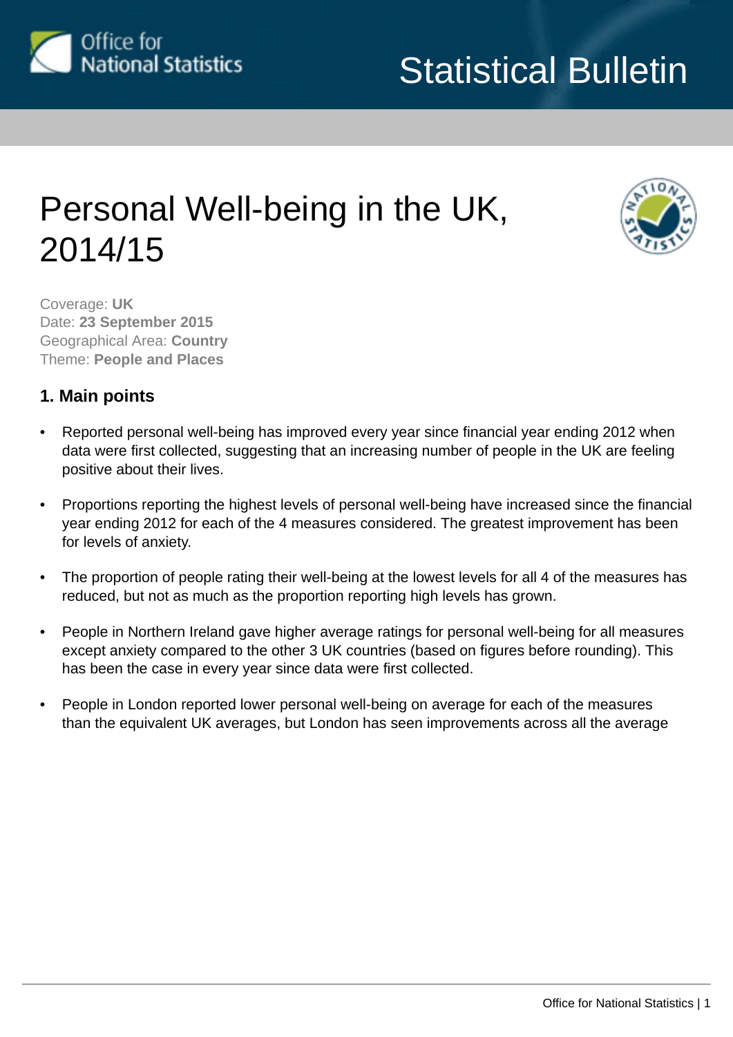Statistical Bulletin

# Personal Well-being in the UK, 2014/15

Coverage: **UK**
Date: **23 September 2015**
Geographical Area: **Country**
Theme: **People and Places**

## 1. Main points

- Reported personal well-being has improved every year since financial year ending 2012 when data were first collected, suggesting that an increasing number of people in the UK are feeling positive about their lives.

- Proportions reporting the highest levels of personal well-being have increased since the financial year ending 2012 for each of the 4 measures considered. The greatest improvement has been for levels of anxiety.

- The proportion of people rating their well-being at the lowest levels for all 4 of the measures has reduced, but not as much as the proportion reporting high levels has grown.

- People in Northern Ireland gave higher average ratings for personal well-being for all measures except anxiety compared to the other 3 UK countries (based on figures before rounding). This has been the case in every year since data were first collected.

- People in London reported lower personal well-being on average for each of the measures than the equivalent UK averages, but London has seen improvements across all the average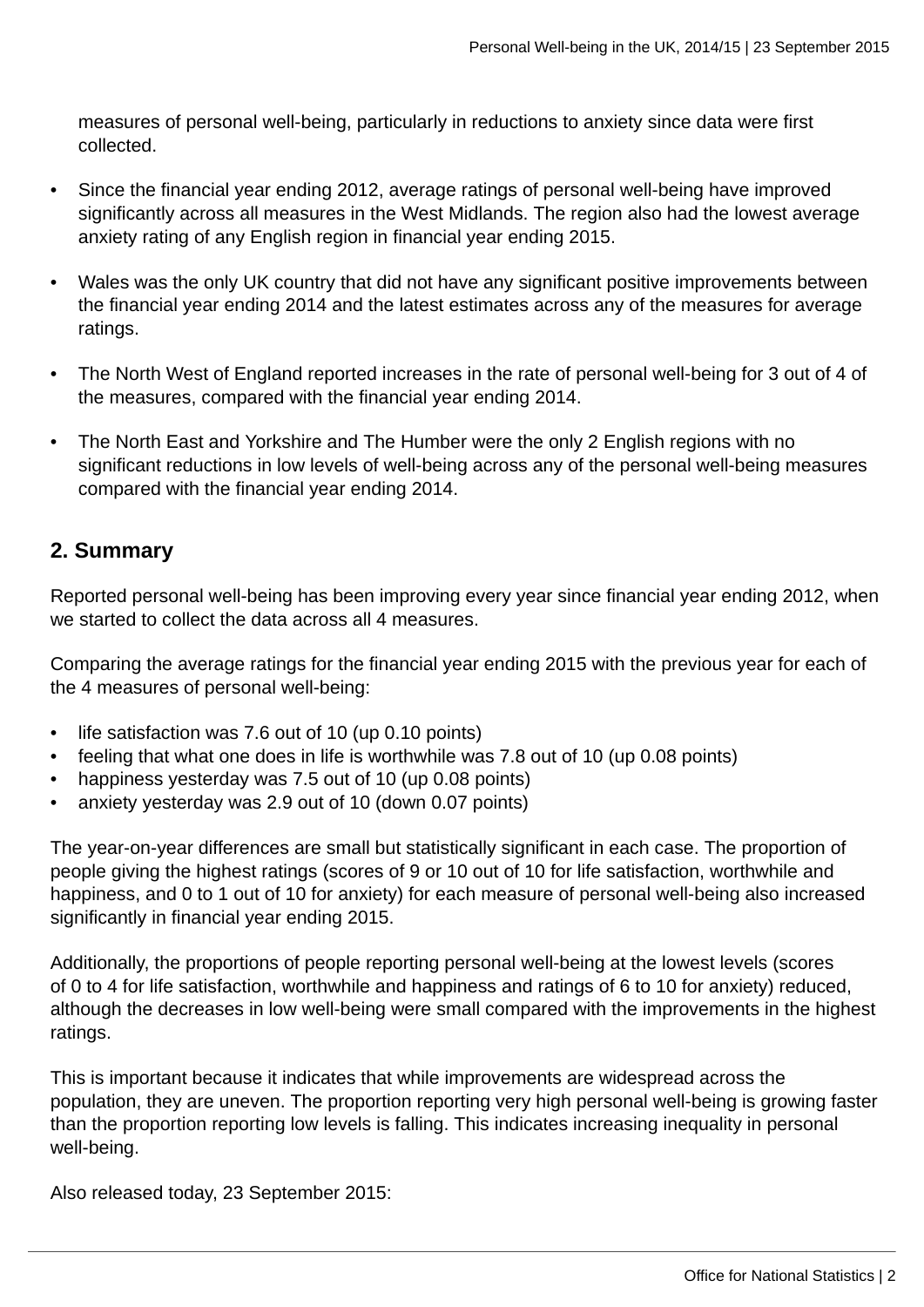measures of personal well-being, particularly in reductions to anxiety since data were first collected.

- Since the financial year ending 2012, average ratings of personal well-being have improved significantly across all measures in the West Midlands. The region also had the lowest average anxiety rating of any English region in financial year ending 2015.
- Wales was the only UK country that did not have any significant positive improvements between the financial year ending 2014 and the latest estimates across any of the measures for average ratings.
- The North West of England reported increases in the rate of personal well-being for 3 out of 4 of the measures, compared with the financial year ending 2014.
- The North East and Yorkshire and The Humber were the only 2 English regions with no significant reductions in low levels of well-being across any of the personal well-being measures compared with the financial year ending 2014.

## 2. Summary

Reported personal well-being has been improving every year since financial year ending 2012, when we started to collect the data across all 4 measures.

Comparing the average ratings for the financial year ending 2015 with the previous year for each of the 4 measures of personal well-being:

- life satisfaction was 7.6 out of 10 (up 0.10 points)
- feeling that what one does in life is worthwhile was 7.8 out of 10 (up 0.08 points)
- happiness yesterday was 7.5 out of 10 (up 0.08 points)
- anxiety yesterday was 2.9 out of 10 (down 0.07 points)

The year-on-year differences are small but statistically significant in each case. The proportion of people giving the highest ratings (scores of 9 or 10 out of 10 for life satisfaction, worthwhile and happiness, and 0 to 1 out of 10 for anxiety) for each measure of personal well-being also increased significantly in financial year ending 2015.

Additionally, the proportions of people reporting personal well-being at the lowest levels (scores of 0 to 4 for life satisfaction, worthwhile and happiness and ratings of 6 to 10 for anxiety) reduced, although the decreases in low well-being were small compared with the improvements in the highest ratings.

This is important because it indicates that while improvements are widespread across the population, they are uneven. The proportion reporting very high personal well-being is growing faster than the proportion reporting low levels is falling. This indicates increasing inequality in personal well-being.

Also released today, 23 September 2015: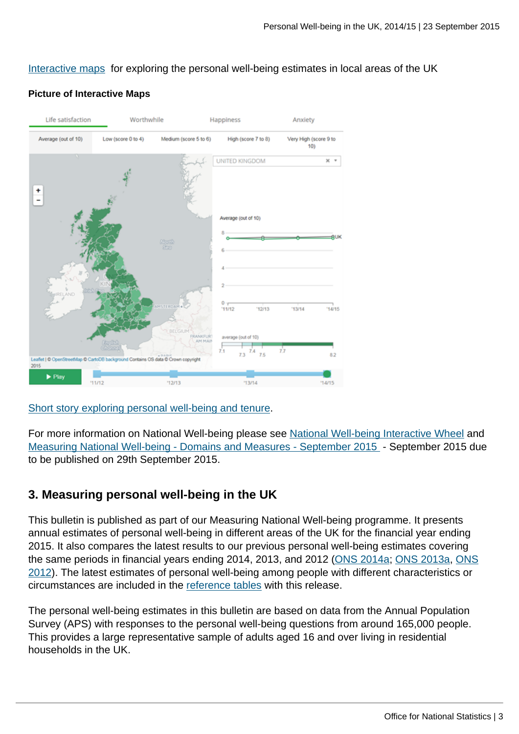[Interactive maps](#) for exploring the personal well-being estimates in local areas of the UK

**Picture of Interactive Maps**

[Short story exploring personal well-being and tenure](#).

For more information on National Well-being please see [National Well-being Interactive Wheel](#) and [Measuring National Well-being - Domains and Measures - September 2015](#) - September 2015 due to be published on 29th September 2015.

## 3. Measuring personal well-being in the UK

This bulletin is published as part of our Measuring National Well-being programme. It presents annual estimates of personal well-being in different areas of the UK for the financial year ending 2015. It also compares the latest results to our previous personal well-being estimates covering the same periods in financial years ending 2014, 2013, and 2012 ([ONS 2014a](#); [ONS 2013a](#), [ONS 2012](#)). The latest estimates of personal well-being among people with different characteristics or circumstances are included in the [reference tables](#) with this release.

The personal well-being estimates in this bulletin are based on data from the Annual Population Survey (APS) with responses to the personal well-being questions from around 165,000 people. This provides a large representative sample of adults aged 16 and over living in residential households in the UK.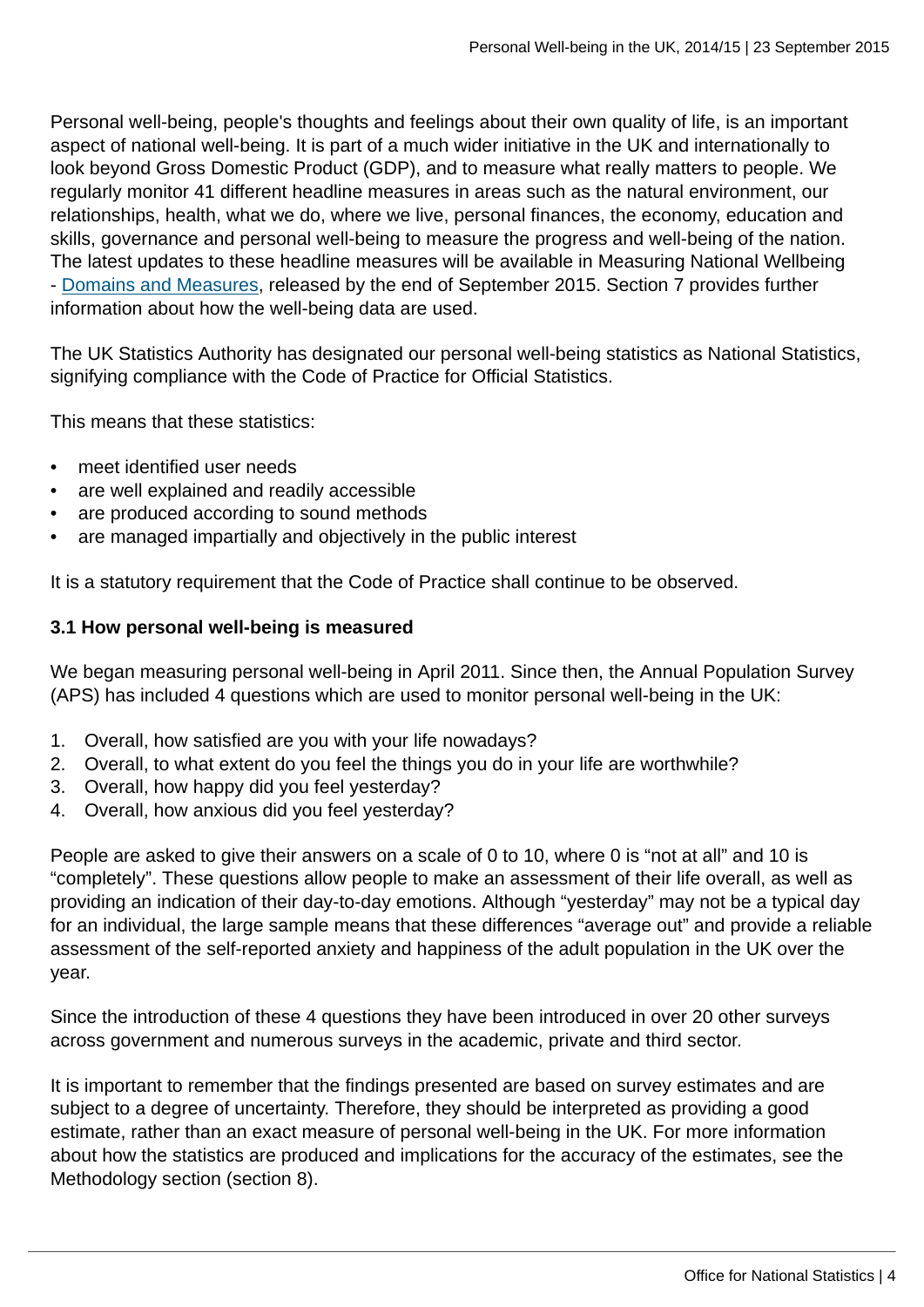Personal well-being, people's thoughts and feelings about their own quality of life, is an important aspect of national well-being. It is part of a much wider initiative in the UK and internationally to look beyond Gross Domestic Product (GDP), and to measure what really matters to people. We regularly monitor 41 different headline measures in areas such as the natural environment, our relationships, health, what we do, where we live, personal finances, the economy, education and skills, governance and personal well-being to measure the progress and well-being of the nation. The latest updates to these headline measures will be available in Measuring National Wellbeing - Domains and Measures, released by the end of September 2015. Section 7 provides further information about how the well-being data are used.

The UK Statistics Authority has designated our personal well-being statistics as National Statistics, signifying compliance with the Code of Practice for Official Statistics.

This means that these statistics:

- meet identified user needs
- are well explained and readily accessible
- are produced according to sound methods
- are managed impartially and objectively in the public interest

It is a statutory requirement that the Code of Practice shall continue to be observed.

**3.1 How personal well-being is measured**

We began measuring personal well-being in April 2011. Since then, the Annual Population Survey (APS) has included 4 questions which are used to monitor personal well-being in the UK:

1. Overall, how satisfied are you with your life nowadays?
2. Overall, to what extent do you feel the things you do in your life are worthwhile?
3. Overall, how happy did you feel yesterday?
4. Overall, how anxious did you feel yesterday?

People are asked to give their answers on a scale of 0 to 10, where 0 is “not at all” and 10 is “completely”. These questions allow people to make an assessment of their life overall, as well as providing an indication of their day-to-day emotions. Although “yesterday” may not be a typical day for an individual, the large sample means that these differences “average out” and provide a reliable assessment of the self-reported anxiety and happiness of the adult population in the UK over the year.

Since the introduction of these 4 questions they have been introduced in over 20 other surveys across government and numerous surveys in the academic, private and third sector.

It is important to remember that the findings presented are based on survey estimates and are subject to a degree of uncertainty. Therefore, they should be interpreted as providing a good estimate, rather than an exact measure of personal well-being in the UK. For more information about how the statistics are produced and implications for the accuracy of the estimates, see the Methodology section (section 8).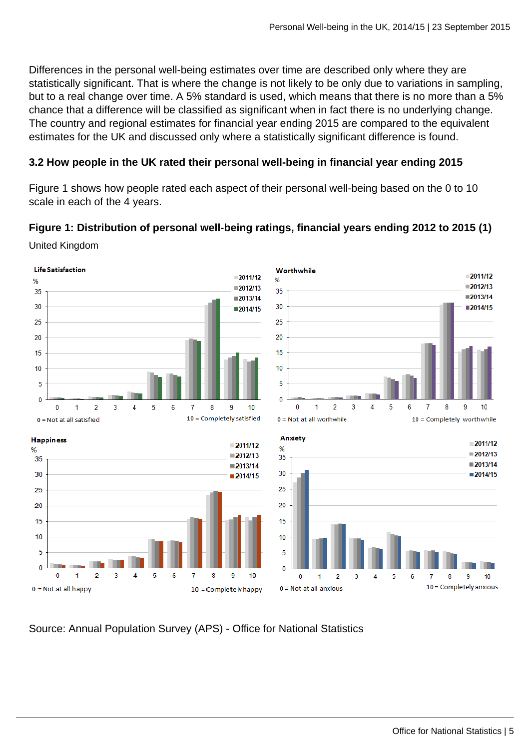Differences in the personal well-being estimates over time are described only where they are statistically significant. That is where the change is not likely to be only due to variations in sampling, but to a real change over time. A 5% standard is used, which means that there is no more than a 5% chance that a difference will be classified as significant when in fact there is no underlying change. The country and regional estimates for financial year ending 2015 are compared to the equivalent estimates for the UK and discussed only where a statistically significant difference is found.

### 3.2 How people in the UK rated their personal well-being in financial year ending 2015

Figure 1 shows how people rated each aspect of their personal well-being based on the 0 to 10 scale in each of the 4 years.

**Figure 1: Distribution of personal well-being ratings, financial years ending 2012 to 2015 (1)**

United Kingdom

Source: Annual Population Survey (APS) - Office for National Statistics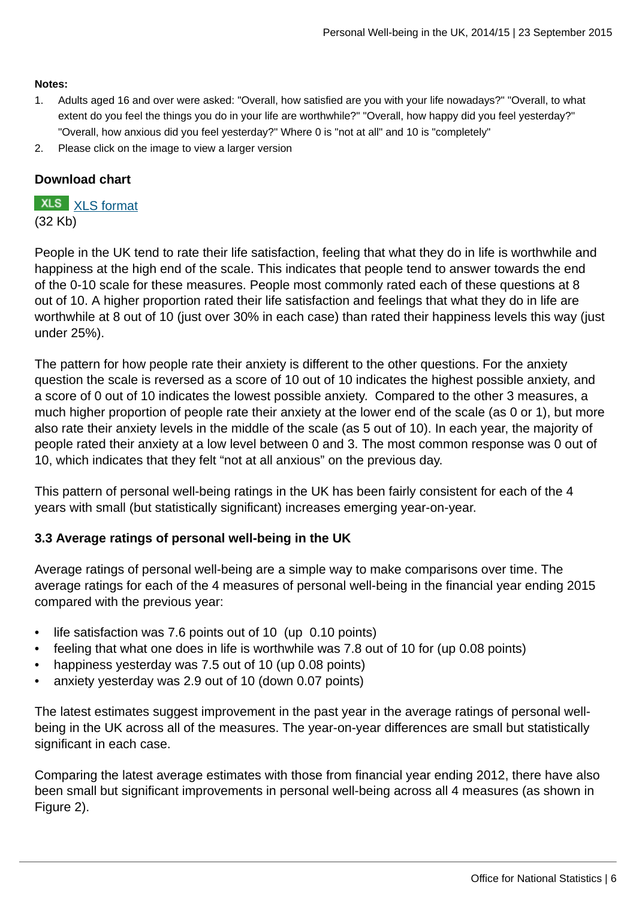**Notes:**

1. Adults aged 16 and over were asked: "Overall, how satisfied are you with your life nowadays?" "Overall, to what extent do you feel the things you do in your life are worthwhile?" "Overall, how happy did you feel yesterday?" "Overall, how anxious did you feel yesterday?" Where 0 is "not at all" and 10 is "completely"
2. Please click on the image to view a larger version

**Download chart**

XLS [XLS format](#)
(32 Kb)

People in the UK tend to rate their life satisfaction, feeling that what they do in life is worthwhile and happiness at the high end of the scale. This indicates that people tend to answer towards the end of the 0-10 scale for these measures. People most commonly rated each of these questions at 8 out of 10. A higher proportion rated their life satisfaction and feelings that what they do in life are worthwhile at 8 out of 10 (just over 30% in each case) than rated their happiness levels this way (just under 25%).

The pattern for how people rate their anxiety is different to the other questions. For the anxiety question the scale is reversed as a score of 10 out of 10 indicates the highest possible anxiety, and a score of 0 out of 10 indicates the lowest possible anxiety. Compared to the other 3 measures, a much higher proportion of people rate their anxiety at the lower end of the scale (as 0 or 1), but more also rate their anxiety levels in the middle of the scale (as 5 out of 10). In each year, the majority of people rated their anxiety at a low level between 0 and 3. The most common response was 0 out of 10, which indicates that they felt "not at all anxious" on the previous day.

This pattern of personal well-being ratings in the UK has been fairly consistent for each of the 4 years with small (but statistically significant) increases emerging year-on-year.

### 3.3 Average ratings of personal well-being in the UK

Average ratings of personal well-being are a simple way to make comparisons over time. The average ratings for each of the 4 measures of personal well-being in the financial year ending 2015 compared with the previous year:

- life satisfaction was 7.6 points out of 10 (up 0.10 points)
- feeling that what one does in life is worthwhile was 7.8 out of 10 for (up 0.08 points)
- happiness yesterday was 7.5 out of 10 (up 0.08 points)
- anxiety yesterday was 2.9 out of 10 (down 0.07 points)

The latest estimates suggest improvement in the past year in the average ratings of personal well-being in the UK across all of the measures. The year-on-year differences are small but statistically significant in each case.

Comparing the latest average estimates with those from financial year ending 2012, there have also been small but significant improvements in personal well-being across all 4 measures (as shown in Figure 2).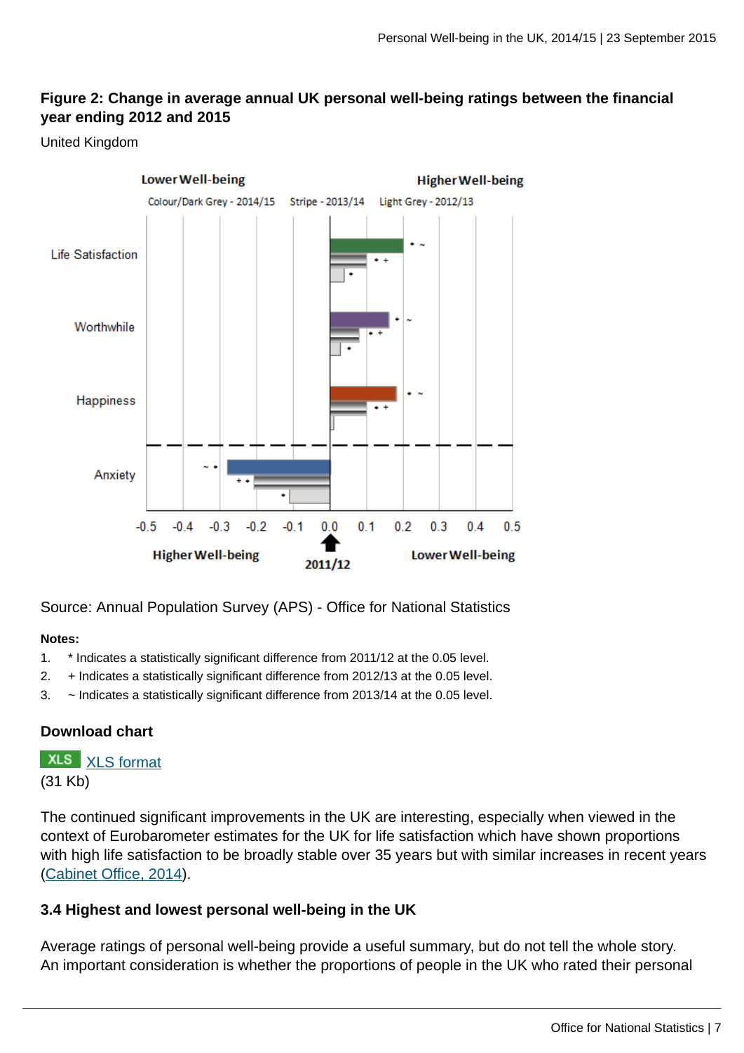**Figure 2: Change in average annual UK personal well-being ratings between the financial year ending 2012 and 2015**

United Kingdom

Source: Annual Population Survey (APS) - Office for National Statistics

**Notes:**

1. \* Indicates a statistically significant difference from 2011/12 at the 0.05 level.
2. \+ Indicates a statistically significant difference from 2012/13 at the 0.05 level.
3. ~ Indicates a statistically significant difference from 2013/14 at the 0.05 level.

**Download chart**

XLS [XLS format](#)
(31 Kb)

The continued significant improvements in the UK are interesting, especially when viewed in the context of Eurobarometer estimates for the UK for life satisfaction which have shown proportions with high life satisfaction to be broadly stable over 35 years but with similar increases in recent years ([Cabinet Office, 2014](#)).

### 3.4 Highest and lowest personal well-being in the UK

Average ratings of personal well-being provide a useful summary, but do not tell the whole story. An important consideration is whether the proportions of people in the UK who rated their personal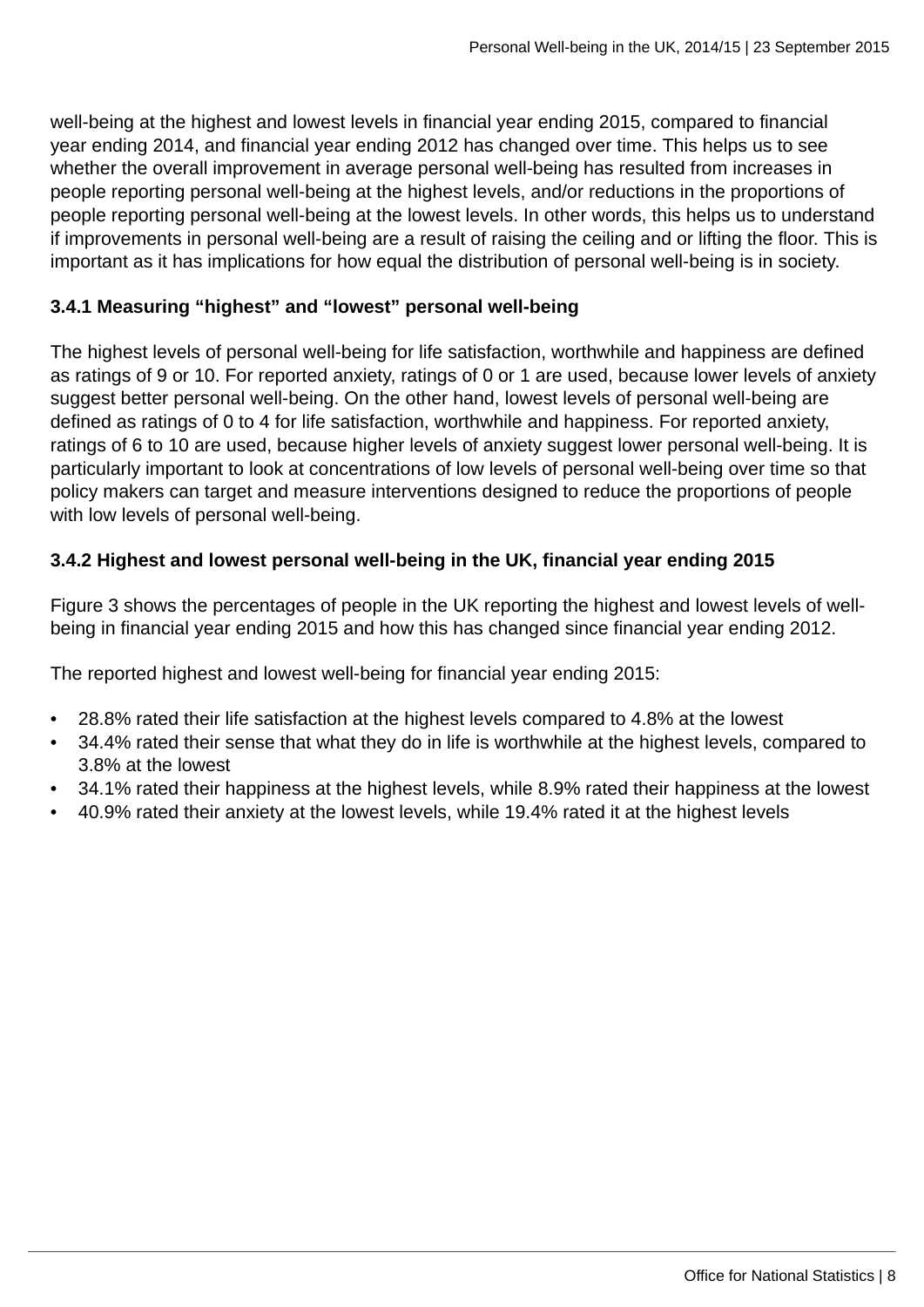well-being at the highest and lowest levels in financial year ending 2015, compared to financial year ending 2014, and financial year ending 2012 has changed over time. This helps us to see whether the overall improvement in average personal well-being has resulted from increases in people reporting personal well-being at the highest levels, and/or reductions in the proportions of people reporting personal well-being at the lowest levels. In other words, this helps us to understand if improvements in personal well-being are a result of raising the ceiling and or lifting the floor. This is important as it has implications for how equal the distribution of personal well-being is in society.

### 3.4.1 Measuring “highest” and “lowest” personal well-being

The highest levels of personal well-being for life satisfaction, worthwhile and happiness are defined as ratings of 9 or 10. For reported anxiety, ratings of 0 or 1 are used, because lower levels of anxiety suggest better personal well-being. On the other hand, lowest levels of personal well-being are defined as ratings of 0 to 4 for life satisfaction, worthwhile and happiness. For reported anxiety, ratings of 6 to 10 are used, because higher levels of anxiety suggest lower personal well-being. It is particularly important to look at concentrations of low levels of personal well-being over time so that policy makers can target and measure interventions designed to reduce the proportions of people with low levels of personal well-being.

### 3.4.2 Highest and lowest personal well-being in the UK, financial year ending 2015

Figure 3 shows the percentages of people in the UK reporting the highest and lowest levels of well-being in financial year ending 2015 and how this has changed since financial year ending 2012.

The reported highest and lowest well-being for financial year ending 2015:

- 28.8% rated their life satisfaction at the highest levels compared to 4.8% at the lowest
- 34.4% rated their sense that what they do in life is worthwhile at the highest levels, compared to 3.8% at the lowest
- 34.1% rated their happiness at the highest levels, while 8.9% rated their happiness at the lowest
- 40.9% rated their anxiety at the lowest levels, while 19.4% rated it at the highest levels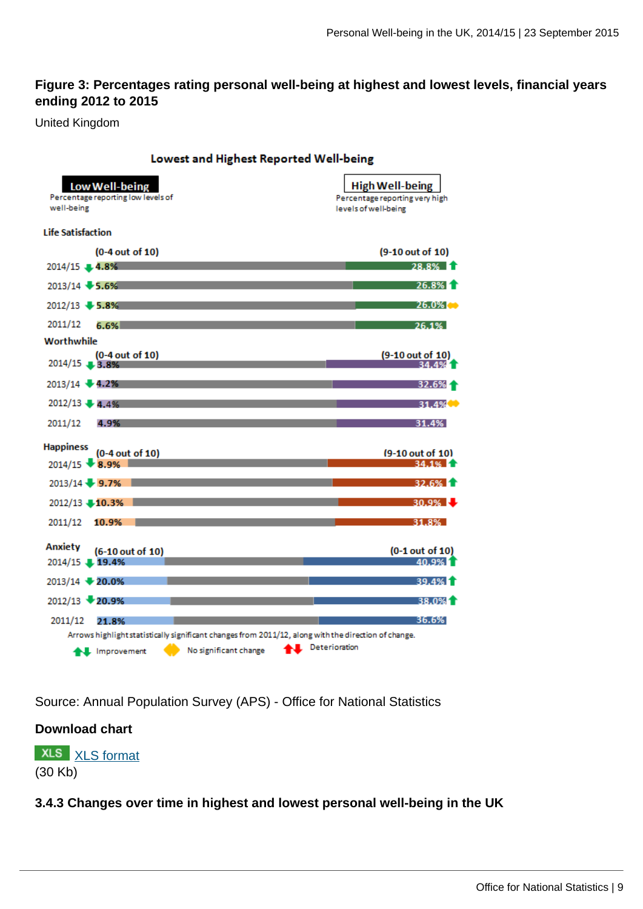**Figure 3: Percentages rating personal well-being at highest and lowest levels, financial years ending 2012 to 2015**

United Kingdom

**Lowest and Highest Reported Well-being**

| | Low Well-being (Percentage reporting low levels of well-being) | High Well-being (Percentage reporting very high levels of well-being) |
|---|---|---|
| **Life Satisfaction** | (0-4 out of 10) | (9-10 out of 10) |
| 2014/15 | 4.8% ↓ | 28.8% ↑ |
| 2013/14 | 5.6% ↓ | 26.8% ↑ |
| 2012/13 | 5.8% ↓ | 26.0% ↔ |
| 2011/12 | 6.6% | 26.1% |
| **Worthwhile** | (0-4 out of 10) | (9-10 out of 10) |
| 2014/15 | 3.8% ↓ | 34.4% ↑ |
| 2013/14 | 4.2% ↓ | 32.6% ↑ |
| 2012/13 | 4.4% ↓ | 31.4% ↔ |
| 2011/12 | 4.9% | 31.4% |
| **Happiness** | (0-4 out of 10) | (9-10 out of 10) |
| 2014/15 | 8.9% ↓ | 34.1% ↑ |
| 2013/14 | 9.7% ↓ | 32.6% ↑ |
| 2012/13 | 10.3% ↓ | 30.9% ↓ |
| 2011/12 | 10.9% | 31.8% |
| **Anxiety** | (6-10 out of 10) | (0-1 out of 10) |
| 2014/15 | 19.4% ↓ | 40.9% ↑ |
| 2013/14 | 20.0% ↓ | 39.4% ↑ |
| 2012/13 | 20.9% ↓ | 38.0% ↑ |
| 2011/12 | 21.8% | 36.6% |

Arrows highlight statistically significant changes from 2011/12, along with the direction of change.

Improvement (green arrows) | No significant change (yellow) | Deterioration (red arrows)

Source: Annual Population Survey (APS) - Office for National Statistics

**Download chart**

XLS [XLS format]
(30 Kb)

### 3.4.3 Changes over time in highest and lowest personal well-being in the UK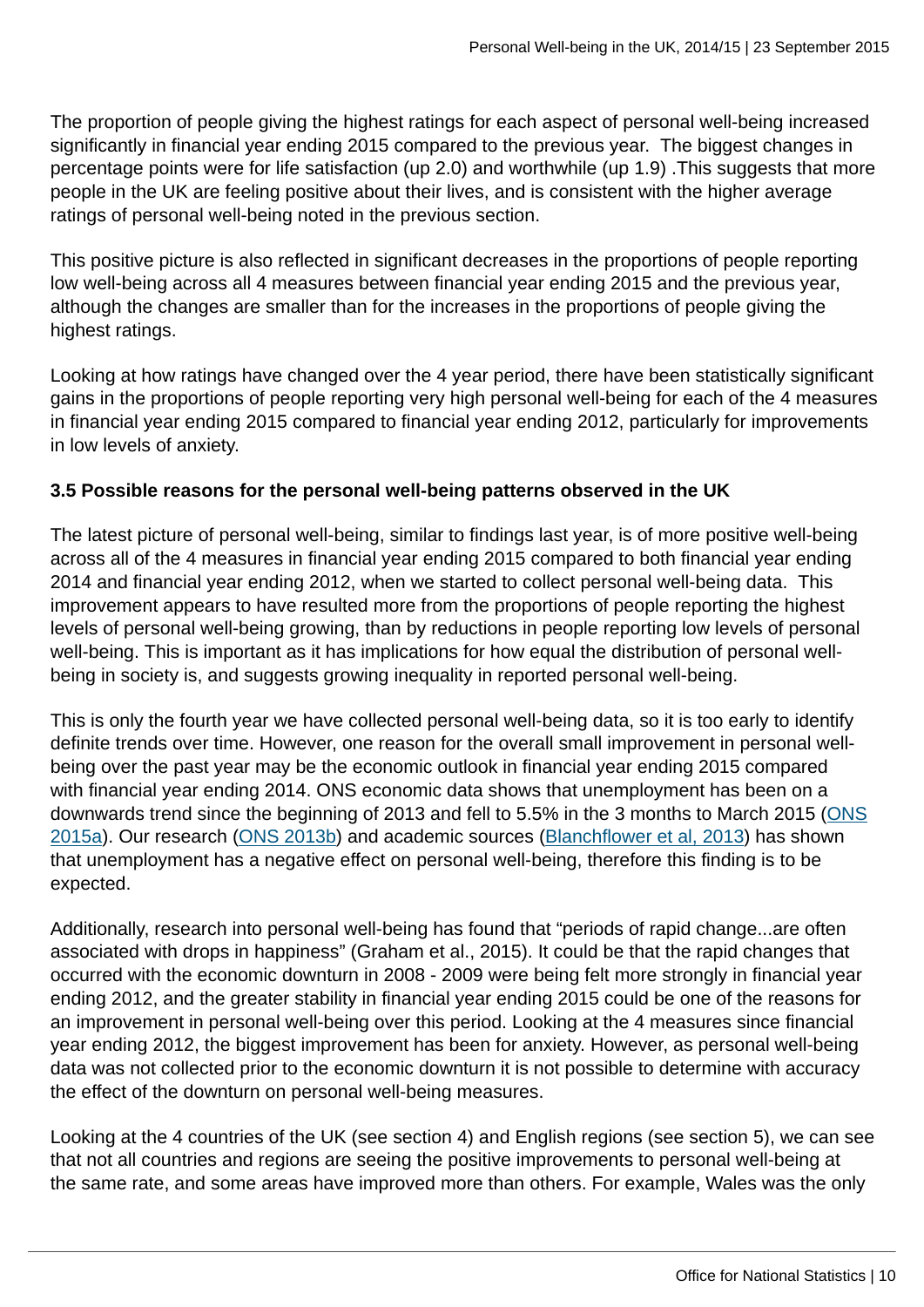The proportion of people giving the highest ratings for each aspect of personal well-being increased significantly in financial year ending 2015 compared to the previous year. The biggest changes in percentage points were for life satisfaction (up 2.0) and worthwhile (up 1.9) .This suggests that more people in the UK are feeling positive about their lives, and is consistent with the higher average ratings of personal well-being noted in the previous section.

This positive picture is also reflected in significant decreases in the proportions of people reporting low well-being across all 4 measures between financial year ending 2015 and the previous year, although the changes are smaller than for the increases in the proportions of people giving the highest ratings.

Looking at how ratings have changed over the 4 year period, there have been statistically significant gains in the proportions of people reporting very high personal well-being for each of the 4 measures in financial year ending 2015 compared to financial year ending 2012, particularly for improvements in low levels of anxiety.

**3.5 Possible reasons for the personal well-being patterns observed in the UK**

The latest picture of personal well-being, similar to findings last year, is of more positive well-being across all of the 4 measures in financial year ending 2015 compared to both financial year ending 2014 and financial year ending 2012, when we started to collect personal well-being data. This improvement appears to have resulted more from the proportions of people reporting the highest levels of personal well-being growing, than by reductions in people reporting low levels of personal well-being. This is important as it has implications for how equal the distribution of personal well-being in society is, and suggests growing inequality in reported personal well-being.

This is only the fourth year we have collected personal well-being data, so it is too early to identify definite trends over time. However, one reason for the overall small improvement in personal well-being over the past year may be the economic outlook in financial year ending 2015 compared with financial year ending 2014. ONS economic data shows that unemployment has been on a downwards trend since the beginning of 2013 and fell to 5.5% in the 3 months to March 2015 (ONS 2015a). Our research (ONS 2013b) and academic sources (Blanchflower et al, 2013) has shown that unemployment has a negative effect on personal well-being, therefore this finding is to be expected.

Additionally, research into personal well-being has found that "periods of rapid change...are often associated with drops in happiness" (Graham et al., 2015). It could be that the rapid changes that occurred with the economic downturn in 2008 - 2009 were being felt more strongly in financial year ending 2012, and the greater stability in financial year ending 2015 could be one of the reasons for an improvement in personal well-being over this period. Looking at the 4 measures since financial year ending 2012, the biggest improvement has been for anxiety. However, as personal well-being data was not collected prior to the economic downturn it is not possible to determine with accuracy the effect of the downturn on personal well-being measures.

Looking at the 4 countries of the UK (see section 4) and English regions (see section 5), we can see that not all countries and regions are seeing the positive improvements to personal well-being at the same rate, and some areas have improved more than others. For example, Wales was the only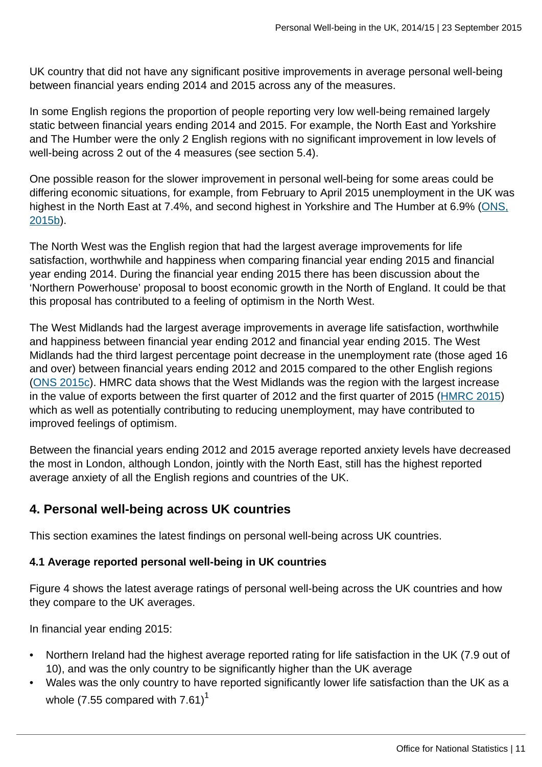UK country that did not have any significant positive improvements in average personal well-being between financial years ending 2014 and 2015 across any of the measures.

In some English regions the proportion of people reporting very low well-being remained largely static between financial years ending 2014 and 2015. For example, the North East and Yorkshire and The Humber were the only 2 English regions with no significant improvement in low levels of well-being across 2 out of the 4 measures (see section 5.4).

One possible reason for the slower improvement in personal well-being for some areas could be differing economic situations, for example, from February to April 2015 unemployment in the UK was highest in the North East at 7.4%, and second highest in Yorkshire and The Humber at 6.9% (ONS, 2015b).

The North West was the English region that had the largest average improvements for life satisfaction, worthwhile and happiness when comparing financial year ending 2015 and financial year ending 2014. During the financial year ending 2015 there has been discussion about the 'Northern Powerhouse' proposal to boost economic growth in the North of England. It could be that this proposal has contributed to a feeling of optimism in the North West.

The West Midlands had the largest average improvements in average life satisfaction, worthwhile and happiness between financial year ending 2012 and financial year ending 2015. The West Midlands had the third largest percentage point decrease in the unemployment rate (those aged 16 and over) between financial years ending 2012 and 2015 compared to the other English regions (ONS 2015c). HMRC data shows that the West Midlands was the region with the largest increase in the value of exports between the first quarter of 2012 and the first quarter of 2015 (HMRC 2015) which as well as potentially contributing to reducing unemployment, may have contributed to improved feelings of optimism.

Between the financial years ending 2012 and 2015 average reported anxiety levels have decreased the most in London, although London, jointly with the North East, still has the highest reported average anxiety of all the English regions and countries of the UK.

## 4. Personal well-being across UK countries

This section examines the latest findings on personal well-being across UK countries.

### 4.1 Average reported personal well-being in UK countries

Figure 4 shows the latest average ratings of personal well-being across the UK countries and how they compare to the UK averages.

In financial year ending 2015:

- Northern Ireland had the highest average reported rating for life satisfaction in the UK (7.9 out of 10), and was the only country to be significantly higher than the UK average
- Wales was the only country to have reported significantly lower life satisfaction than the UK as a whole (7.55 compared with 7.61)[1]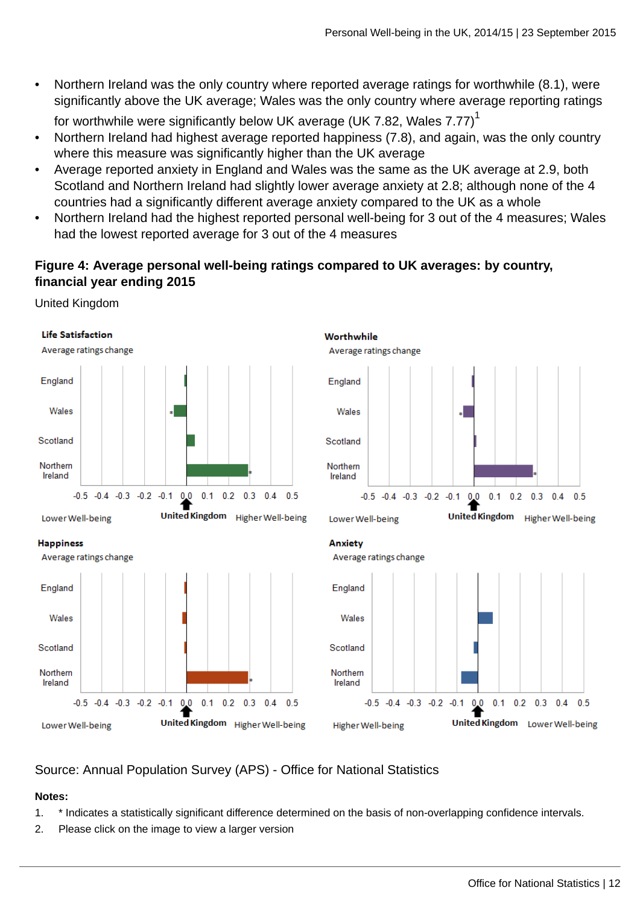- Northern Ireland was the only country where reported average ratings for worthwhile (8.1), were significantly above the UK average; Wales was the only country where average reporting ratings for worthwhile were significantly below UK average (UK 7.82, Wales 7.77)[1]
- Northern Ireland had highest average reported happiness (7.8), and again, was the only country where this measure was significantly higher than the UK average
- Average reported anxiety in England and Wales was the same as the UK average at 2.9, both Scotland and Northern Ireland had slightly lower average anxiety at 2.8; although none of the 4 countries had a significantly different average anxiety compared to the UK as a whole
- Northern Ireland had the highest reported personal well-being for 3 out of the 4 measures; Wales had the lowest reported average for 3 out of the 4 measures

### Figure 4: Average personal well-being ratings compared to UK averages: by country, financial year ending 2015

United Kingdom

**Life Satisfaction**

Average ratings change

England, Wales*, Scotland, Northern Ireland*

-0.5 -0.4 -0.3 -0.2 -0.1 0.0 0.1 0.2 0.3 0.4 0.5

Lower Well-being — United Kingdom — Higher Well-being

**Worthwhile**

Average ratings change

England, Wales*, Scotland, Northern Ireland*

-0.5 -0.4 -0.3 -0.2 -0.1 0.0 0.1 0.2 0.3 0.4 0.5

Lower Well-being — United Kingdom — Higher Well-being

**Happiness**

Average ratings change

England, Wales, Scotland, Northern Ireland*

-0.5 -0.4 -0.3 -0.2 -0.1 0.0 0.1 0.2 0.3 0.4 0.5

Lower Well-being — United Kingdom — Higher Well-being

**Anxiety**

Average ratings change

England, Wales, Scotland, Northern Ireland

-0.5 -0.4 -0.3 -0.2 -0.1 0.0 0.1 0.2 0.3 0.4 0.5

Higher Well-being — United Kingdom — Lower Well-being

Source: Annual Population Survey (APS) - Office for National Statistics

**Notes:**

1. * Indicates a statistically significant difference determined on the basis of non-overlapping confidence intervals.
2. Please click on the image to view a larger version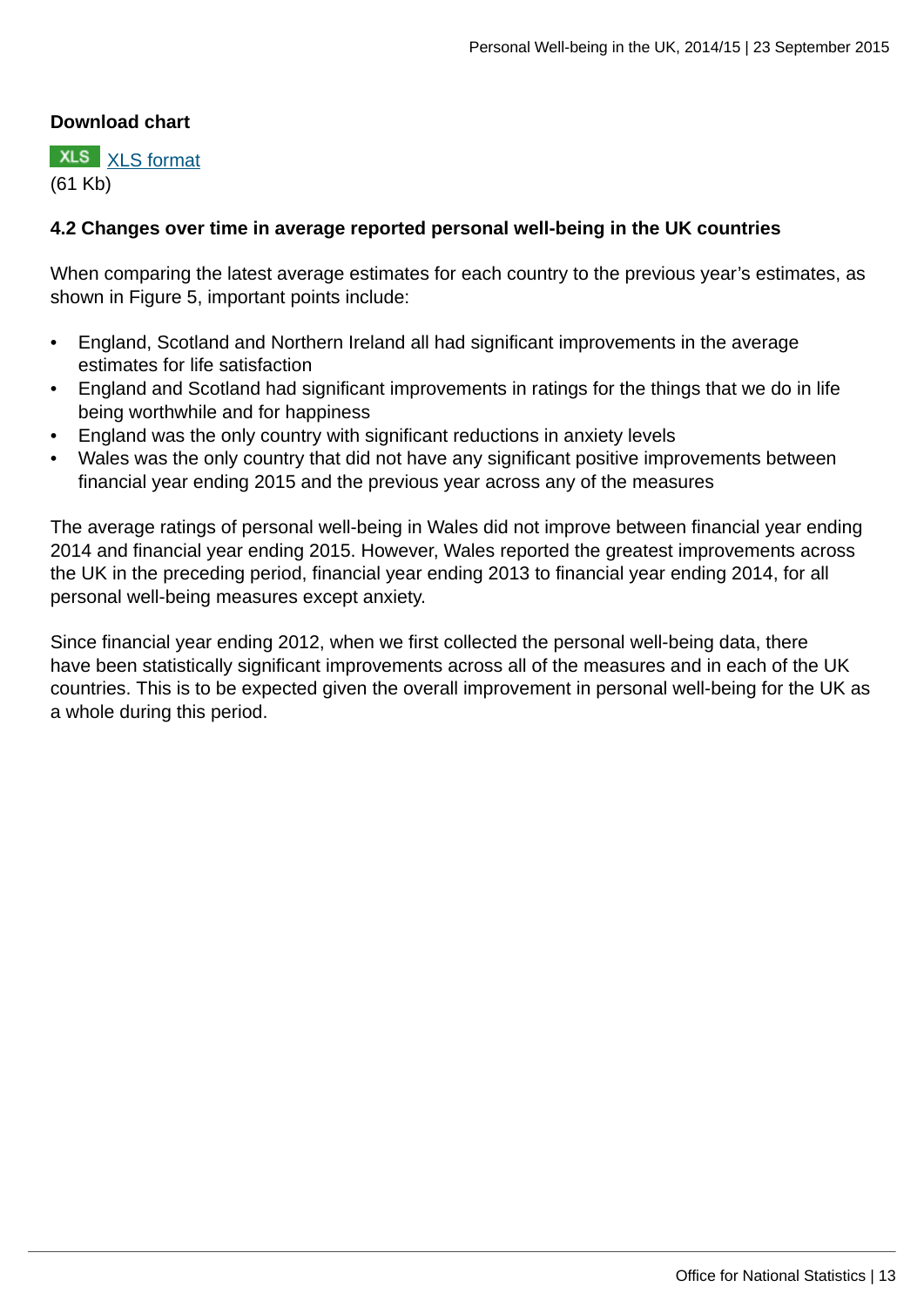**Download chart**

XLS [XLS format](#)
(61 Kb)

### 4.2 Changes over time in average reported personal well-being in the UK countries

When comparing the latest average estimates for each country to the previous year's estimates, as shown in Figure 5, important points include:

- England, Scotland and Northern Ireland all had significant improvements in the average estimates for life satisfaction
- England and Scotland had significant improvements in ratings for the things that we do in life being worthwhile and for happiness
- England was the only country with significant reductions in anxiety levels
- Wales was the only country that did not have any significant positive improvements between financial year ending 2015 and the previous year across any of the measures

The average ratings of personal well-being in Wales did not improve between financial year ending 2014 and financial year ending 2015. However, Wales reported the greatest improvements across the UK in the preceding period, financial year ending 2013 to financial year ending 2014, for all personal well-being measures except anxiety.

Since financial year ending 2012, when we first collected the personal well-being data, there have been statistically significant improvements across all of the measures and in each of the UK countries. This is to be expected given the overall improvement in personal well-being for the UK as a whole during this period.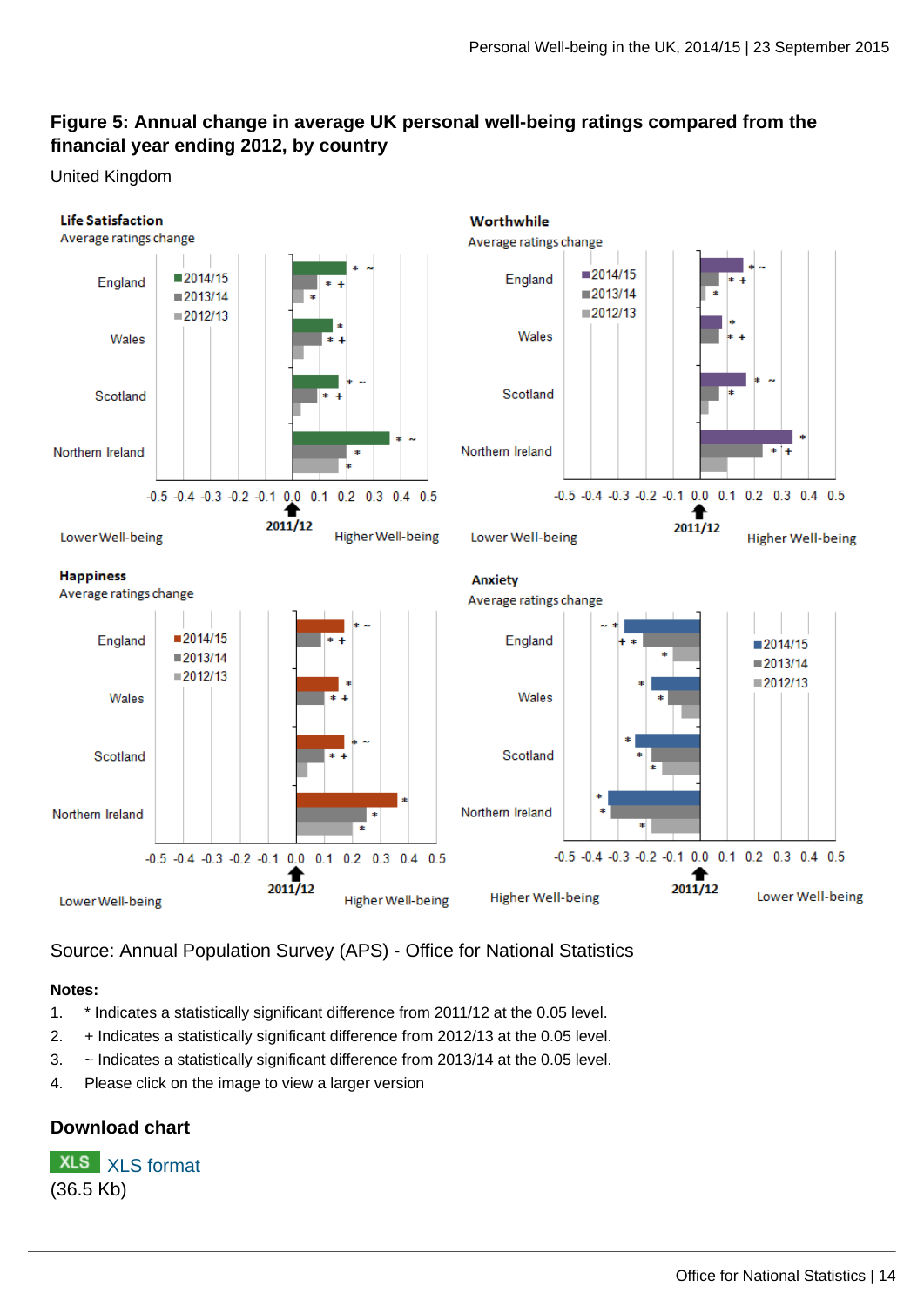### Figure 5: Annual change in average UK personal well-being ratings compared from the financial year ending 2012, by country

United Kingdom

Source: Annual Population Survey (APS) - Office for National Statistics

**Notes:**

1. * Indicates a statistically significant difference from 2011/12 at the 0.05 level.
2. + Indicates a statistically significant difference from 2012/13 at the 0.05 level.
3. ~ Indicates a statistically significant difference from 2013/14 at the 0.05 level.
4. Please click on the image to view a larger version

### Download chart

XLS [XLS format](#)
(36.5 Kb)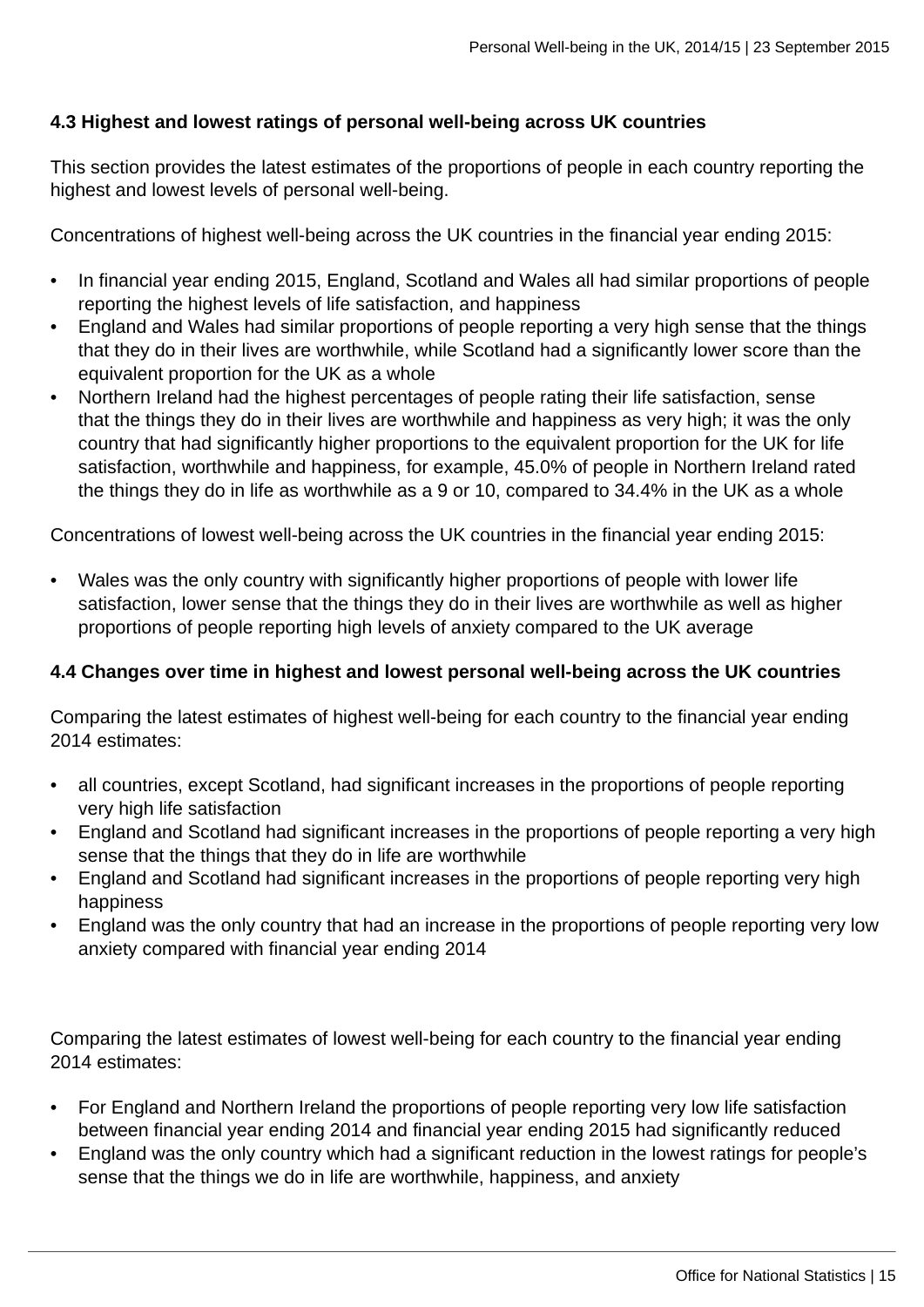### 4.3 Highest and lowest ratings of personal well-being across UK countries

This section provides the latest estimates of the proportions of people in each country reporting the highest and lowest levels of personal well-being.

Concentrations of highest well-being across the UK countries in the financial year ending 2015:

- In financial year ending 2015, England, Scotland and Wales all had similar proportions of people reporting the highest levels of life satisfaction, and happiness
- England and Wales had similar proportions of people reporting a very high sense that the things that they do in their lives are worthwhile, while Scotland had a significantly lower score than the equivalent proportion for the UK as a whole
- Northern Ireland had the highest percentages of people rating their life satisfaction, sense that the things they do in their lives are worthwhile and happiness as very high; it was the only country that had significantly higher proportions to the equivalent proportion for the UK for life satisfaction, worthwhile and happiness, for example, 45.0% of people in Northern Ireland rated the things they do in life as worthwhile as a 9 or 10, compared to 34.4% in the UK as a whole

Concentrations of lowest well-being across the UK countries in the financial year ending 2015:

- Wales was the only country with significantly higher proportions of people with lower life satisfaction, lower sense that the things they do in their lives are worthwhile as well as higher proportions of people reporting high levels of anxiety compared to the UK average

### 4.4 Changes over time in highest and lowest personal well-being across the UK countries

Comparing the latest estimates of highest well-being for each country to the financial year ending 2014 estimates:

- all countries, except Scotland, had significant increases in the proportions of people reporting very high life satisfaction
- England and Scotland had significant increases in the proportions of people reporting a very high sense that the things that they do in life are worthwhile
- England and Scotland had significant increases in the proportions of people reporting very high happiness
- England was the only country that had an increase in the proportions of people reporting very low anxiety compared with financial year ending 2014

Comparing the latest estimates of lowest well-being for each country to the financial year ending 2014 estimates:

- For England and Northern Ireland the proportions of people reporting very low life satisfaction between financial year ending 2014 and financial year ending 2015 had significantly reduced
- England was the only country which had a significant reduction in the lowest ratings for people's sense that the things we do in life are worthwhile, happiness, and anxiety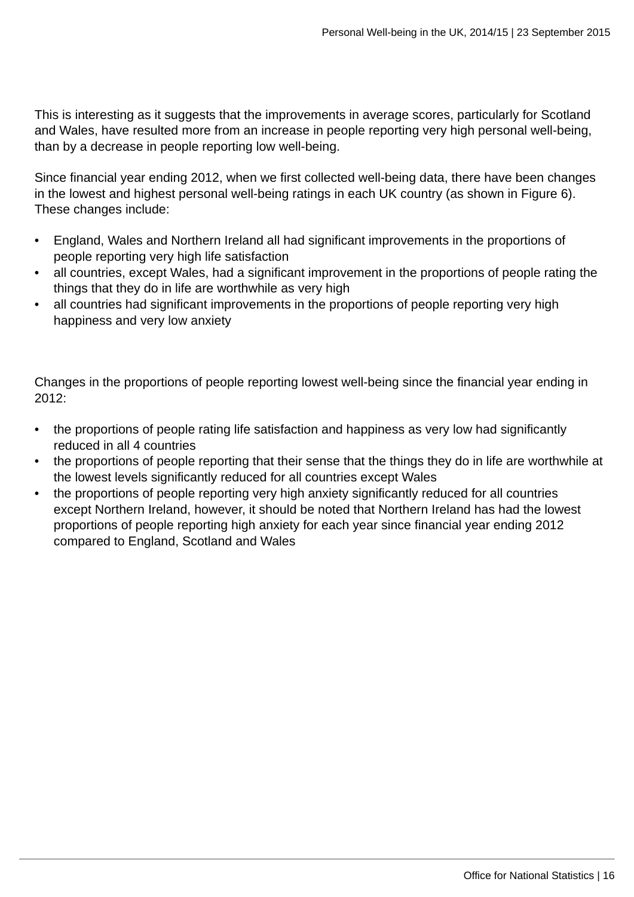This is interesting as it suggests that the improvements in average scores, particularly for Scotland and Wales, have resulted more from an increase in people reporting very high personal well-being, than by a decrease in people reporting low well-being.

Since financial year ending 2012, when we first collected well-being data, there have been changes in the lowest and highest personal well-being ratings in each UK country (as shown in Figure 6). These changes include:

- England, Wales and Northern Ireland all had significant improvements in the proportions of people reporting very high life satisfaction
- all countries, except Wales, had a significant improvement in the proportions of people rating the things that they do in life are worthwhile as very high
- all countries had significant improvements in the proportions of people reporting very high happiness and very low anxiety

Changes in the proportions of people reporting lowest well-being since the financial year ending in 2012:

- the proportions of people rating life satisfaction and happiness as very low had significantly reduced in all 4 countries
- the proportions of people reporting that their sense that the things they do in life are worthwhile at the lowest levels significantly reduced for all countries except Wales
- the proportions of people reporting very high anxiety significantly reduced for all countries except Northern Ireland, however, it should be noted that Northern Ireland has had the lowest proportions of people reporting high anxiety for each year since financial year ending 2012 compared to England, Scotland and Wales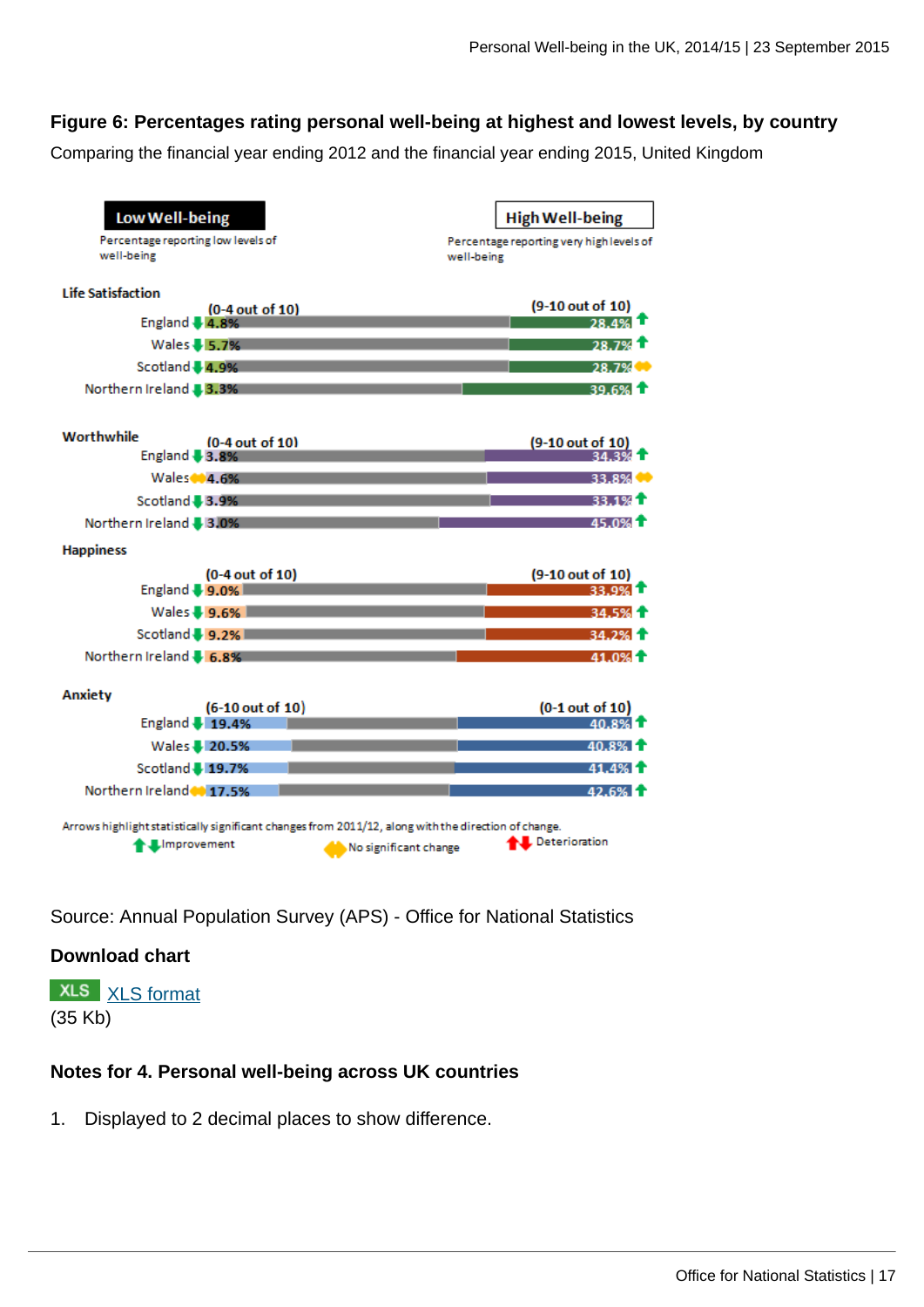### Figure 6: Percentages rating personal well-being at highest and lowest levels, by country

Comparing the financial year ending 2012 and the financial year ending 2015, United Kingdom

**Low Well-being** — Percentage reporting low levels of well-being

**High Well-being** — Percentage reporting very high levels of well-being

| Measure | Country | Low well-being | Change | High well-being | Change |
|---|---|---|---|---|---|
| **Life Satisfaction** | | (0-4 out of 10) | | (9-10 out of 10) | |
| | England | 4.8% | Improvement | 28.4% | Improvement |
| | Wales | 5.7% | Improvement | 28.7% | Improvement |
| | Scotland | 4.9% | Improvement | 28.7% | No significant change |
| | Northern Ireland | 3.3% | Improvement | 39.6% | Improvement |
| **Worthwhile** | | (0-4 out of 10) | | (9-10 out of 10) | |
| | England | 3.8% | Improvement | 34.3% | Improvement |
| | Wales | 4.6% | No significant change | 33.8% | No significant change |
| | Scotland | 3.9% | Improvement | 33.1% | Improvement |
| | Northern Ireland | 3.0% | Improvement | 45.0% | Improvement |
| **Happiness** | | (0-4 out of 10) | | (9-10 out of 10) | |
| | England | 9.0% | Improvement | 33.9% | Improvement |
| | Wales | 9.6% | Improvement | 34.5% | Improvement |
| | Scotland | 9.2% | Improvement | 34.2% | Improvement |
| | Northern Ireland | 6.8% | Improvement | 41.0% | Improvement |
| **Anxiety** | | (6-10 out of 10) | | (0-1 out of 10) | |
| | England | 19.4% | Improvement | 40.8% | Improvement |
| | Wales | 20.5% | Improvement | 40.8% | Improvement |
| | Scotland | 19.7% | Improvement | 41.4% | Improvement |
| | Northern Ireland | 17.5% | No significant change | 42.6% | Improvement |

Arrows highlight statistically significant changes from 2011/12, along with the direction of change.
Improvement — No significant change — Deterioration

Source: Annual Population Survey (APS) - Office for National Statistics

#### Download chart

XLS XLS format
(35 Kb)

#### Notes for 4. Personal well-being across UK countries

1. Displayed to 2 decimal places to show difference.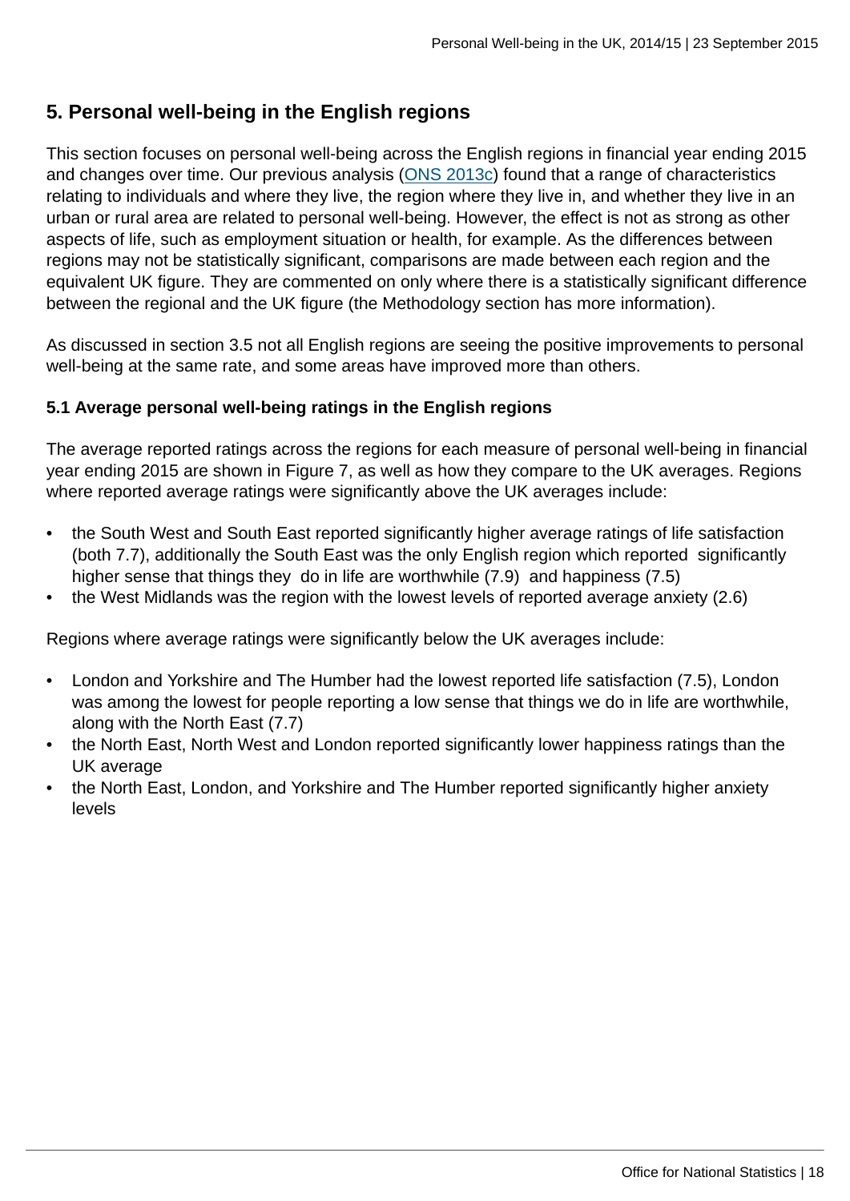## 5. Personal well-being in the English regions

This section focuses on personal well-being across the English regions in financial year ending 2015 and changes over time. Our previous analysis (ONS 2013c) found that a range of characteristics relating to individuals and where they live, the region where they live in, and whether they live in an urban or rural area are related to personal well-being. However, the effect is not as strong as other aspects of life, such as employment situation or health, for example. As the differences between regions may not be statistically significant, comparisons are made between each region and the equivalent UK figure. They are commented on only where there is a statistically significant difference between the regional and the UK figure (the Methodology section has more information).

As discussed in section 3.5 not all English regions are seeing the positive improvements to personal well-being at the same rate, and some areas have improved more than others.

### 5.1 Average personal well-being ratings in the English regions

The average reported ratings across the regions for each measure of personal well-being in financial year ending 2015 are shown in Figure 7, as well as how they compare to the UK averages. Regions where reported average ratings were significantly above the UK averages include:

- the South West and South East reported significantly higher average ratings of life satisfaction (both 7.7), additionally the South East was the only English region which reported significantly higher sense that things they do in life are worthwhile (7.9) and happiness (7.5)
- the West Midlands was the region with the lowest levels of reported average anxiety (2.6)

Regions where average ratings were significantly below the UK averages include:

- London and Yorkshire and The Humber had the lowest reported life satisfaction (7.5), London was among the lowest for people reporting a low sense that things we do in life are worthwhile, along with the North East (7.7)
- the North East, North West and London reported significantly lower happiness ratings than the UK average
- the North East, London, and Yorkshire and The Humber reported significantly higher anxiety levels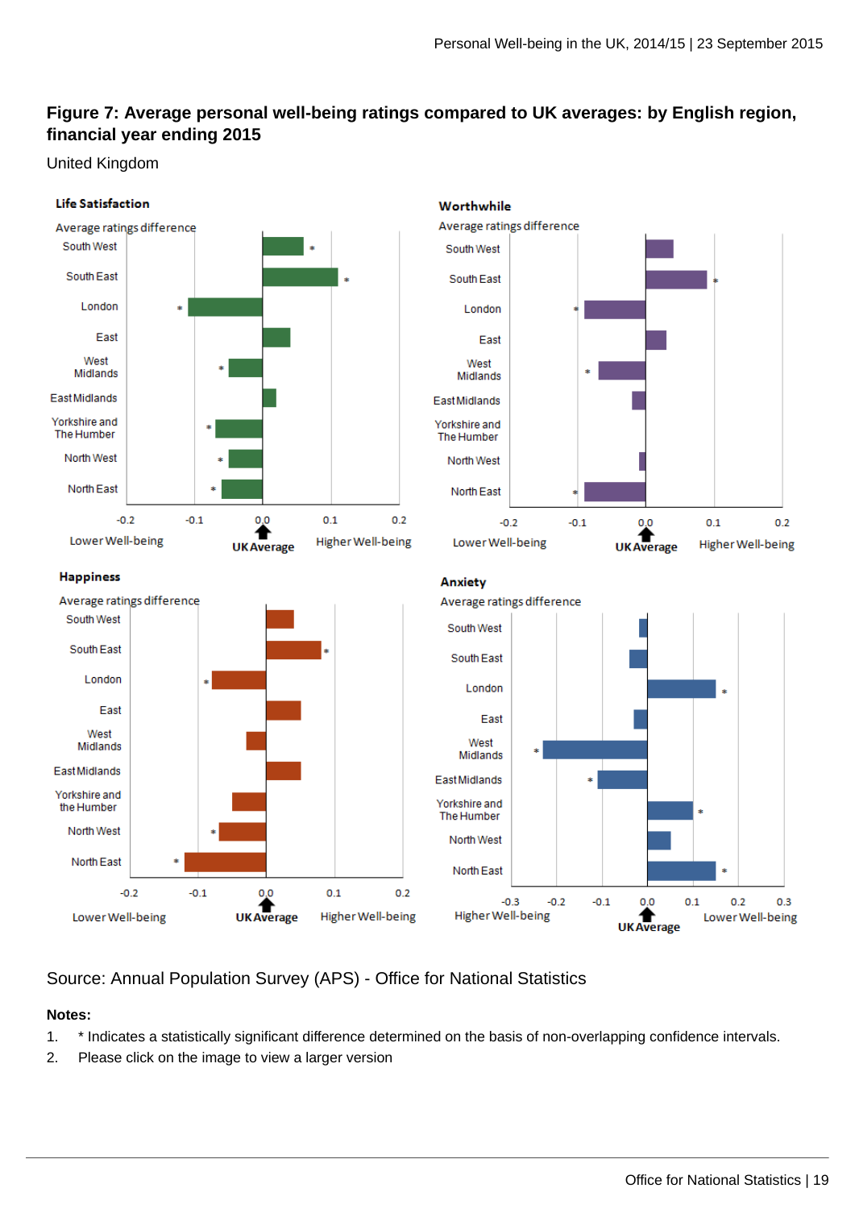## Figure 7: Average personal well-being ratings compared to UK averages: by English region, financial year ending 2015

United Kingdom

Life Satisfaction

Average ratings difference

South West, South East, London, East, West Midlands, East Midlands, Yorkshire and The Humber, North West, North East

-0.2 -0.1 0.0 0.1 0.2

Lower Well-being UK Average Higher Well-being

Worthwhile

Average ratings difference

South West, South East, London, East, West Midlands, East Midlands, Yorkshire and The Humber, North West, North East

-0.2 -0.1 0.0 0.1 0.2

Lower Well-being UK Average Higher Well-being

Happiness

Average ratings difference

South West, South East, London, East, West Midlands, East Midlands, Yorkshire and the Humber, North West, North East

-0.2 -0.1 0.0 0.1 0.2

Lower Well-being UK Average Higher Well-being

Anxiety

Average ratings difference

South West, South East, London, East, West Midlands, East Midlands, Yorkshire and The Humber, North West, North East

-0.3 -0.2 -0.1 0.0 0.1 0.2 0.3

Higher Well-being UK Average Lower Well-being

Source: Annual Population Survey (APS) - Office for National Statistics

**Notes:**

1. * Indicates a statistically significant difference determined on the basis of non-overlapping confidence intervals.
2. Please click on the image to view a larger version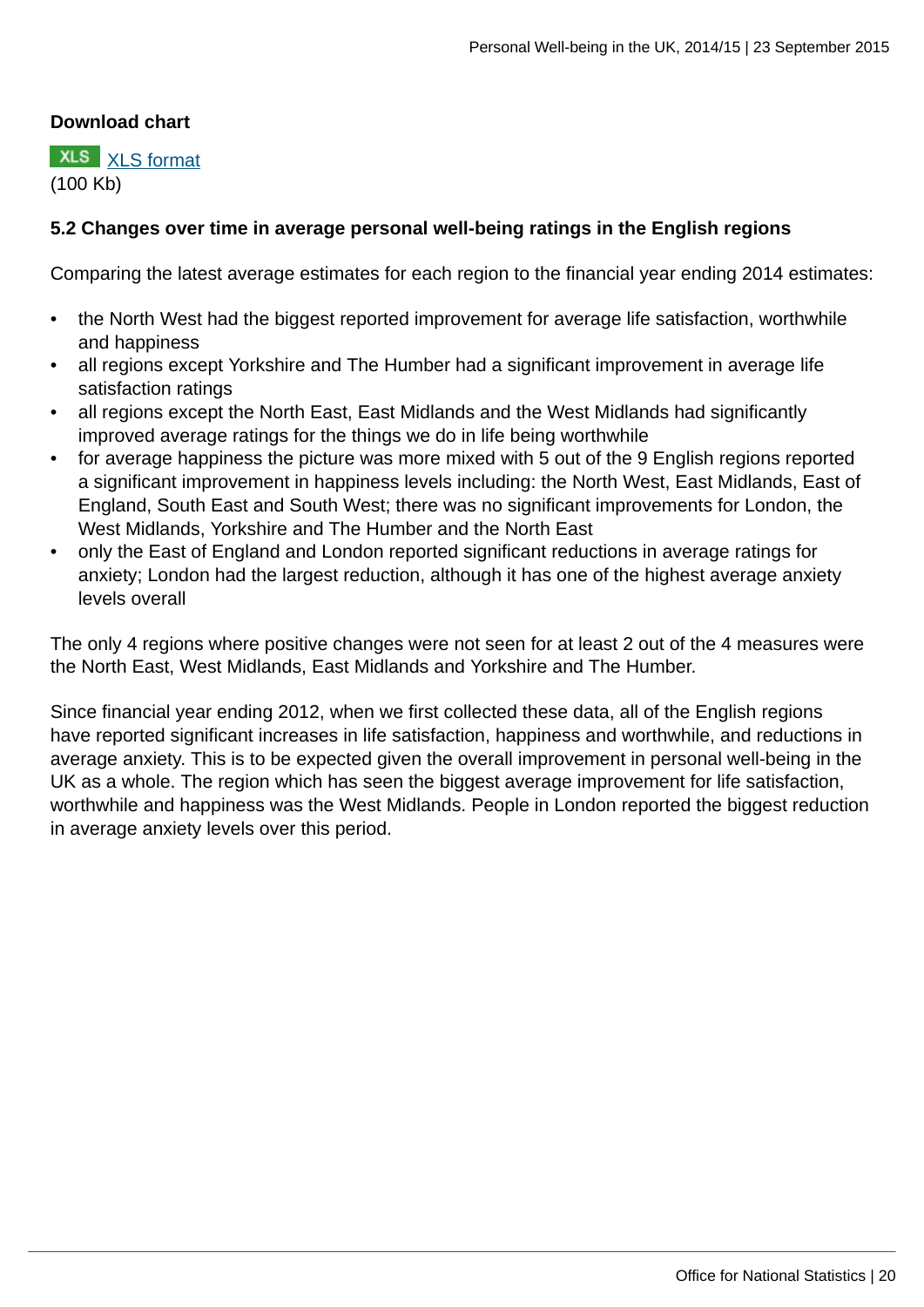**Download chart**

XLS [XLS format](#)
(100 Kb)

### 5.2 Changes over time in average personal well-being ratings in the English regions

Comparing the latest average estimates for each region to the financial year ending 2014 estimates:

- the North West had the biggest reported improvement for average life satisfaction, worthwhile and happiness
- all regions except Yorkshire and The Humber had a significant improvement in average life satisfaction ratings
- all regions except the North East, East Midlands and the West Midlands had significantly improved average ratings for the things we do in life being worthwhile
- for average happiness the picture was more mixed with 5 out of the 9 English regions reported a significant improvement in happiness levels including: the North West, East Midlands, East of England, South East and South West; there was no significant improvements for London, the West Midlands, Yorkshire and The Humber and the North East
- only the East of England and London reported significant reductions in average ratings for anxiety; London had the largest reduction, although it has one of the highest average anxiety levels overall

The only 4 regions where positive changes were not seen for at least 2 out of the 4 measures were the North East, West Midlands, East Midlands and Yorkshire and The Humber.

Since financial year ending 2012, when we first collected these data, all of the English regions have reported significant increases in life satisfaction, happiness and worthwhile, and reductions in average anxiety. This is to be expected given the overall improvement in personal well-being in the UK as a whole. The region which has seen the biggest average improvement for life satisfaction, worthwhile and happiness was the West Midlands. People in London reported the biggest reduction in average anxiety levels over this period.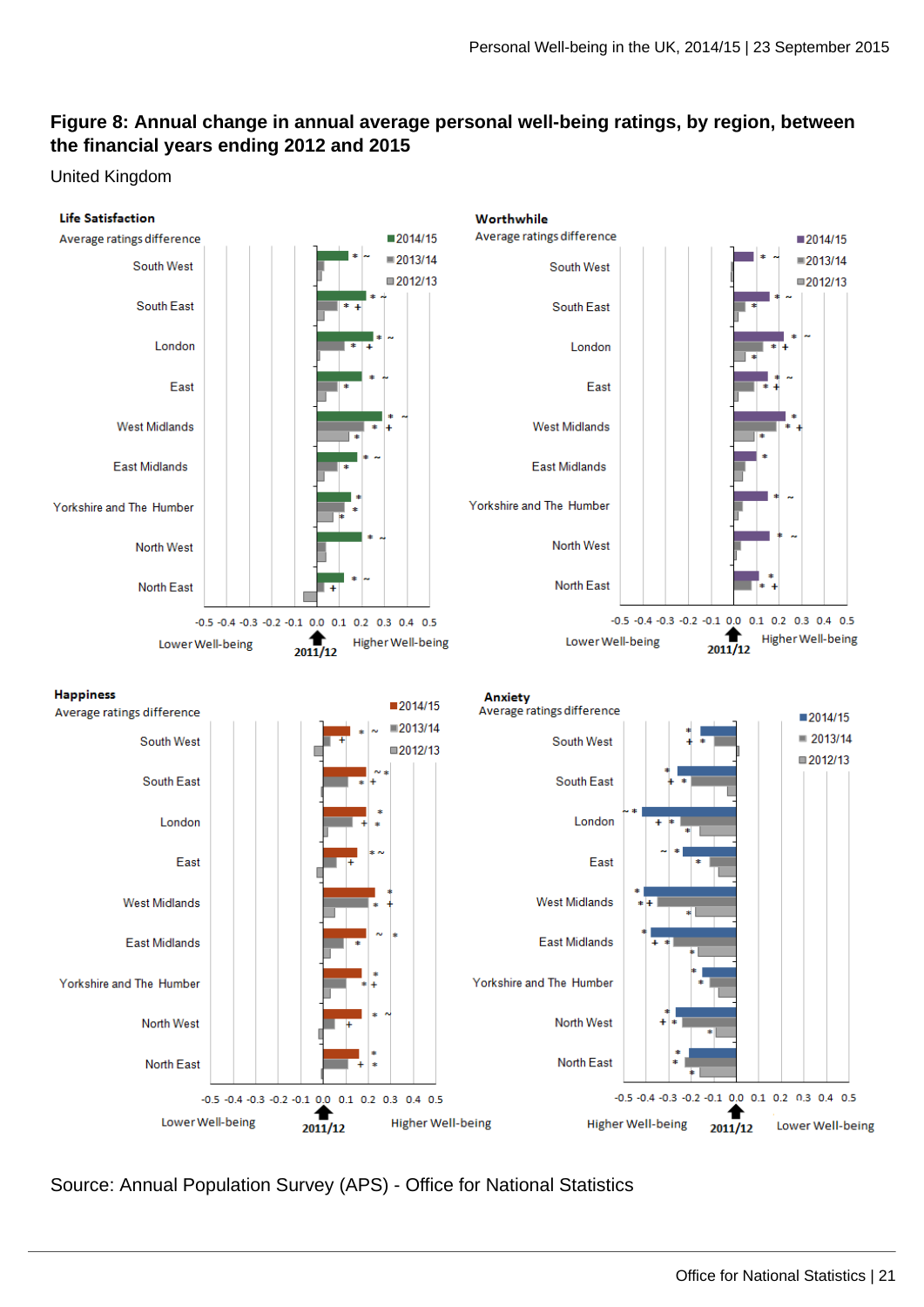## Figure 8: Annual change in annual average personal well-being ratings, by region, between the financial years ending 2012 and 2015

United Kingdom

**Life Satisfaction**

Average ratings difference

■2014/15 ■2013/14 ■2012/13

South West, South East, London, East, West Midlands, East Midlands, Yorkshire and The Humber, North West, North East

-0.5 -0.4 -0.3 -0.2 -0.1 0.0 0.1 0.2 0.3 0.4 0.5

Lower Well-being — 2011/12 — Higher Well-being

**Worthwhile**

Average ratings difference

■2014/15 ■2013/14 ■2012/13

South West, South East, London, East, West Midlands, East Midlands, Yorkshire and The Humber, North West, North East

-0.5 -0.4 -0.3 -0.2 -0.1 0.0 0.1 0.2 0.3 0.4 0.5

Lower Well-being — 2011/12 — Higher Well-being

**Happiness**

Average ratings difference

■2014/15 ■2013/14 ■2012/13

South West, South East, London, East, West Midlands, East Midlands, Yorkshire and The Humber, North West, North East

-0.5 -0.4 -0.3 -0.2 -0.1 0.0 0.1 0.2 0.3 0.4 0.5

Lower Well-being — 2011/12 — Higher Well-being

**Anxiety**

Average ratings difference

■2014/15 ■2013/14 ■2012/13

South West, South East, London, East, West Midlands, East Midlands, Yorkshire and The Humber, North West, North East

-0.5 -0.4 -0.3 -0.2 -0.1 0.0 0.1 0.2 0.3 0.4 0.5

Higher Well-being — 2011/12 — Lower Well-being

Source: Annual Population Survey (APS) - Office for National Statistics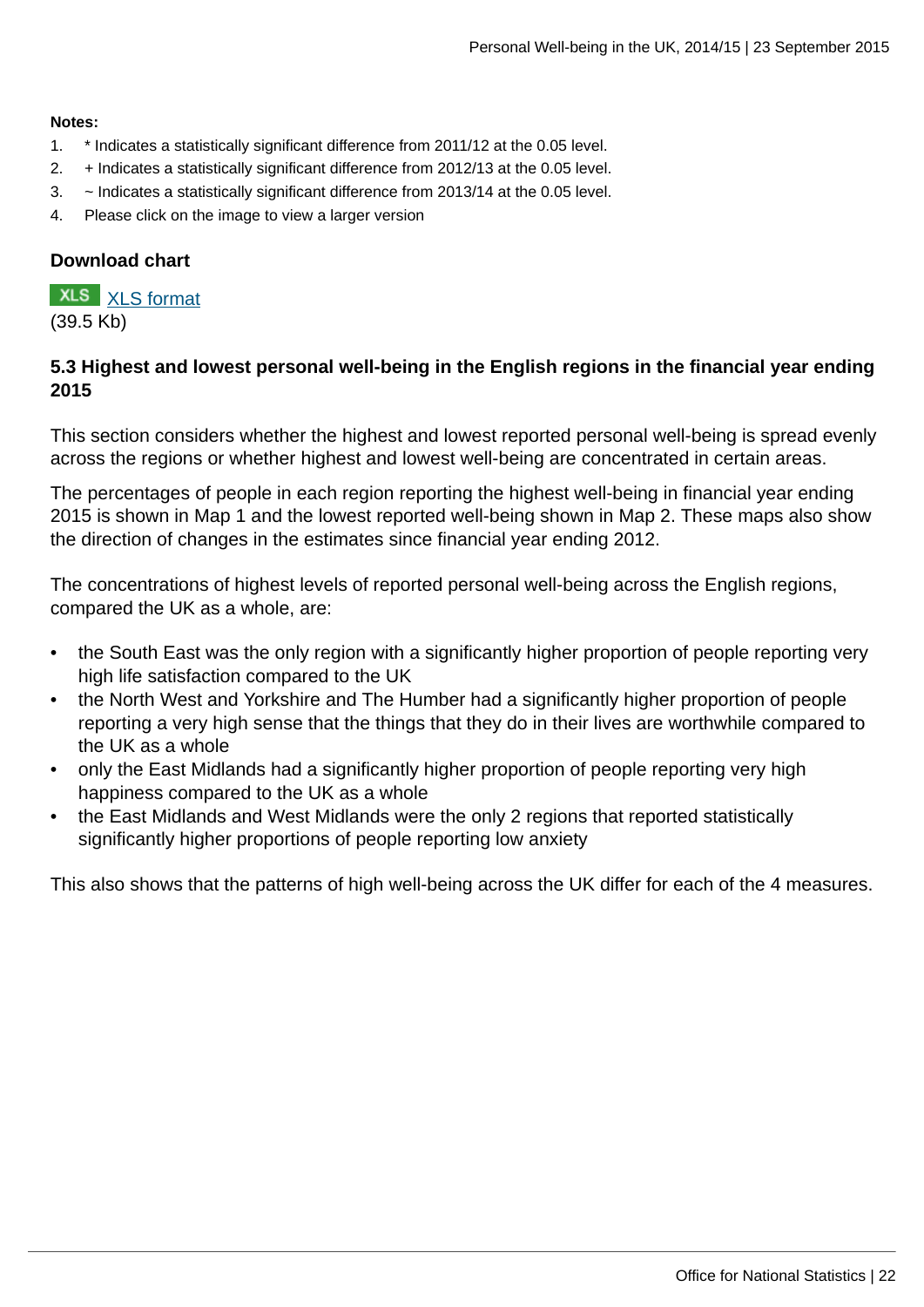**Notes:**

1. * Indicates a statistically significant difference from 2011/12 at the 0.05 level.
2. + Indicates a statistically significant difference from 2012/13 at the 0.05 level.
3. ~ Indicates a statistically significant difference from 2013/14 at the 0.05 level.
4. Please click on the image to view a larger version

**Download chart**

XLS XLS format
(39.5 Kb)

### 5.3 Highest and lowest personal well-being in the English regions in the financial year ending 2015

This section considers whether the highest and lowest reported personal well-being is spread evenly across the regions or whether highest and lowest well-being are concentrated in certain areas.

The percentages of people in each region reporting the highest well-being in financial year ending 2015 is shown in Map 1 and the lowest reported well-being shown in Map 2. These maps also show the direction of changes in the estimates since financial year ending 2012.

The concentrations of highest levels of reported personal well-being across the English regions, compared the UK as a whole, are:

- the South East was the only region with a significantly higher proportion of people reporting very high life satisfaction compared to the UK
- the North West and Yorkshire and The Humber had a significantly higher proportion of people reporting a very high sense that the things that they do in their lives are worthwhile compared to the UK as a whole
- only the East Midlands had a significantly higher proportion of people reporting very high happiness compared to the UK as a whole
- the East Midlands and West Midlands were the only 2 regions that reported statistically significantly higher proportions of people reporting low anxiety

This also shows that the patterns of high well-being across the UK differ for each of the 4 measures.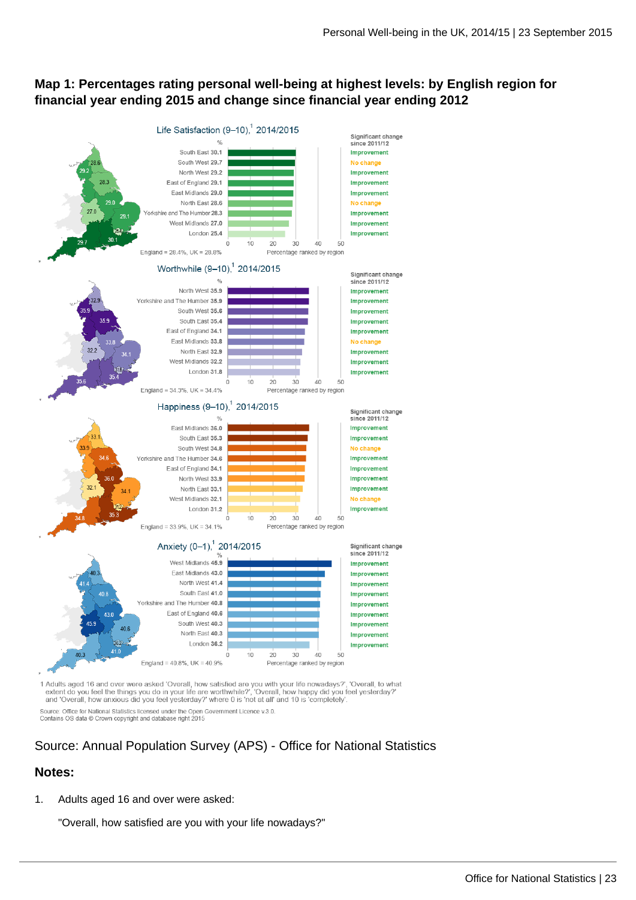## Map 1: Percentages rating personal well-being at highest levels: by English region for financial year ending 2015 and change since financial year ending 2012

**Life Satisfaction (9–10),[1] 2014/2015**

| Region | % | Significant change since 2011/12 |
|---|---|---|
| South East | 30.1 | Improvement |
| South West | 29.7 | No change |
| North West | 29.2 | Improvement |
| East of England | 29.1 | Improvement |
| East Midlands | 29.0 | Improvement |
| North East | 28.6 | No change |
| Yorkshire and The Humber | 28.3 | Improvement |
| West Midlands | 27.0 | Improvement |
| London | 25.4 | Improvement |

England = 28.4%, UK = 28.8%

**Worthwhile (9–10),[1] 2014/2015**

| Region | % | Significant change since 2011/12 |
|---|---|---|
| North West | 35.9 | Improvement |
| Yorkshire and The Humber | 35.9 | Improvement |
| South West | 35.6 | Improvement |
| South East | 35.4 | Improvement |
| East of England | 34.1 | Improvement |
| East Midlands | 33.8 | No change |
| North East | 32.9 | Improvement |
| West Midlands | 32.2 | Improvement |
| London | 31.8 | Improvement |

England = 34.3%, UK = 34.4%

**Happiness (9–10),[1] 2014/2015**

| Region | % | Significant change since 2011/12 |
|---|---|---|
| East Midlands | 36.0 | Improvement |
| South East | 35.3 | Improvement |
| South West | 34.8 | No change |
| Yorkshire and The Humber | 34.6 | Improvement |
| East of England | 34.1 | Improvement |
| North West | 33.9 | Improvement |
| North East | 33.1 | Improvement |
| West Midlands | 32.1 | No change |
| London | 31.2 | Improvement |

England = 33.9%, UK = 34.1%

**Anxiety (0–1),[1] 2014/2015**

| Region | % | Significant change since 2011/12 |
|---|---|---|
| West Midlands | 45.9 | Improvement |
| East Midlands | 43.0 | Improvement |
| North West | 41.4 | Improvement |
| South East | 41.0 | Improvement |
| Yorkshire and The Humber | 40.8 | Improvement |
| East of England | 40.6 | Improvement |
| South West | 40.3 | Improvement |
| North East | 40.3 | Improvement |
| London | 36.2 | Improvement |

England = 40.8%, UK = 40.9%

Percentage ranked by region

1 Adults aged 16 and over were asked 'Overall, how satisfied are you with your life nowadays?', 'Overall, to what extent do you feel the things you do in your life are worthwhile?', 'Overall, how happy did you feel yesterday?' and 'Overall, how anxious did you feel yesterday?' where 0 is 'not at all' and 10 is 'completely'.

Source: Office for National Statistics licensed under the Open Government Licence v.3.0.
Contains OS data © Crown copyright and database right 2015

Source: Annual Population Survey (APS) - Office for National Statistics

### Notes:

1. Adults aged 16 and over were asked:

   "Overall, how satisfied are you with your life nowadays?"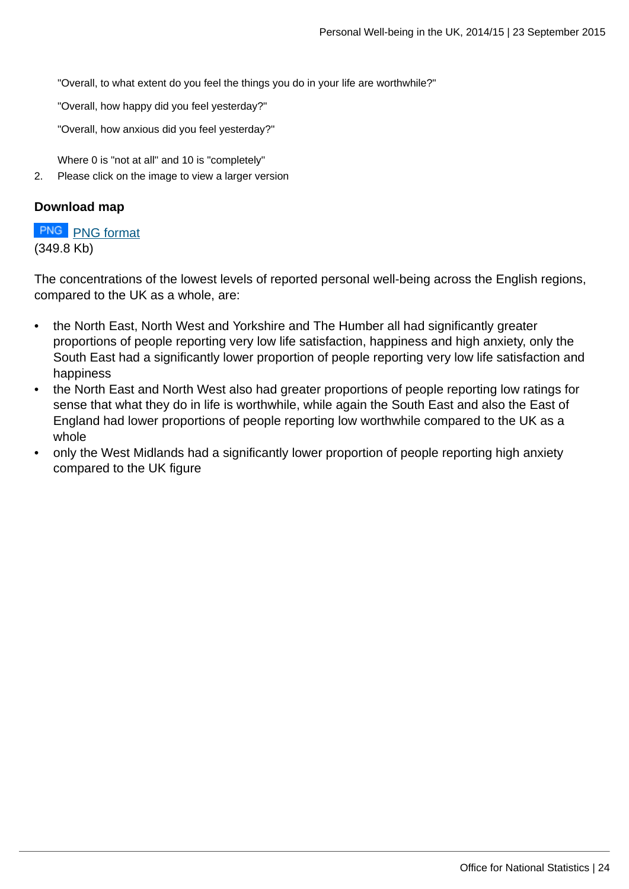"Overall, to what extent do you feel the things you do in your life are worthwhile?"

"Overall, how happy did you feel yesterday?"

"Overall, how anxious did you feel yesterday?"

Where 0 is "not at all" and 10 is "completely"

2. Please click on the image to view a larger version

**Download map**

PNG [PNG format](#)
(349.8 Kb)

The concentrations of the lowest levels of reported personal well-being across the English regions, compared to the UK as a whole, are:

- the North East, North West and Yorkshire and The Humber all had significantly greater proportions of people reporting very low life satisfaction, happiness and high anxiety, only the South East had a significantly lower proportion of people reporting very low life satisfaction and happiness
- the North East and North West also had greater proportions of people reporting low ratings for sense that what they do in life is worthwhile, while again the South East and also the East of England had lower proportions of people reporting low worthwhile compared to the UK as a whole
- only the West Midlands had a significantly lower proportion of people reporting high anxiety compared to the UK figure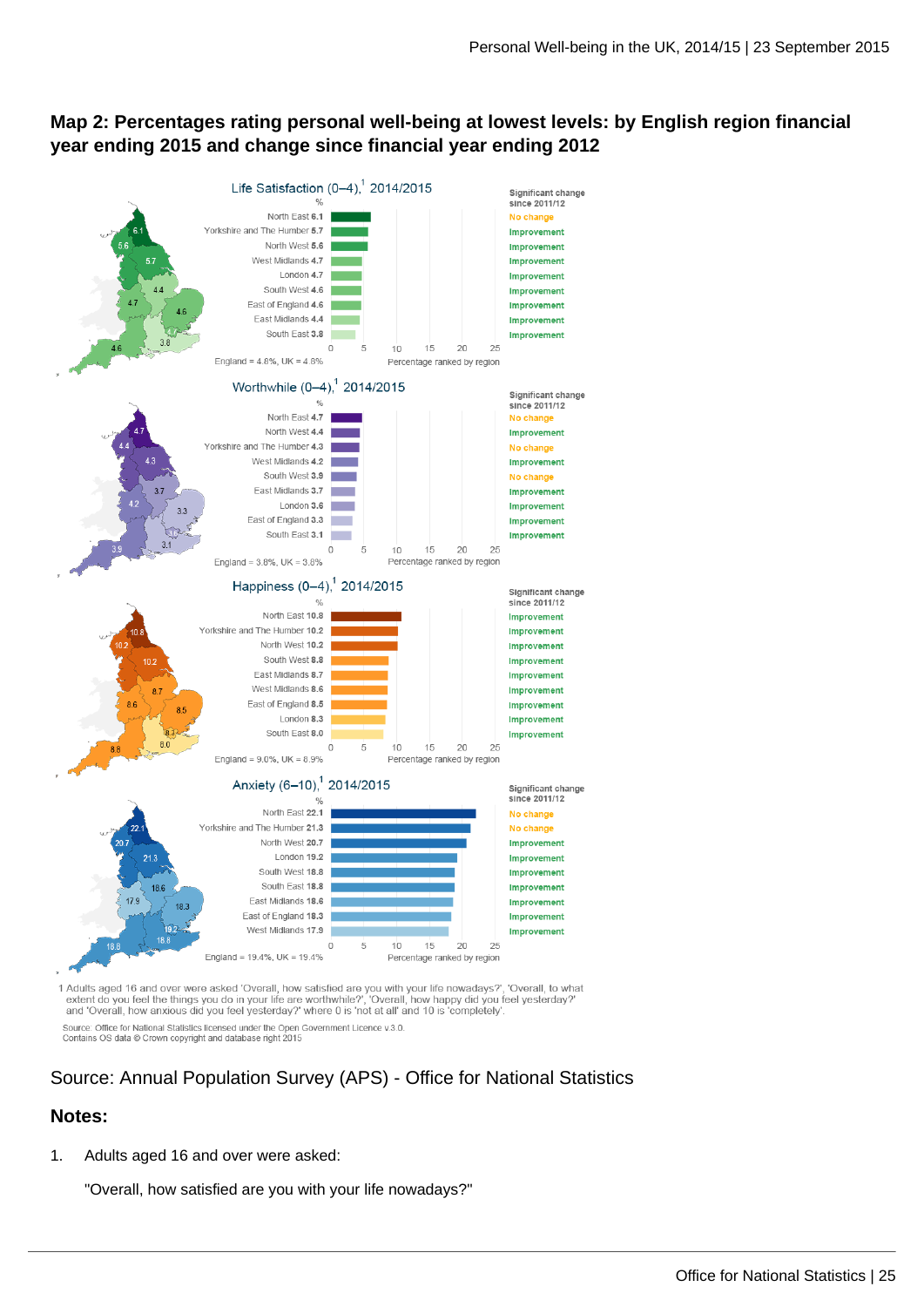## Map 2: Percentages rating personal well-being at lowest levels: by English region financial year ending 2015 and change since financial year ending 2012

**Life Satisfaction (0–4),[1] 2014/2015**

| Region | % | Significant change since 2011/12 |
|---|---|---|
| North East | 6.1 | No change |
| Yorkshire and The Humber | 5.7 | Improvement |
| North West | 5.6 | Improvement |
| West Midlands | 4.7 | Improvement |
| London | 4.7 | Improvement |
| South West | 4.6 | Improvement |
| East of England | 4.6 | Improvement |
| East Midlands | 4.4 | Improvement |
| South East | 3.8 | Improvement |

England = 4.8%, UK = 4.8%

**Worthwhile (0–4),[1] 2014/2015**

| Region | % | Significant change since 2011/12 |
|---|---|---|
| North East | 4.7 | No change |
| North West | 4.4 | Improvement |
| Yorkshire and The Humber | 4.3 | No change |
| West Midlands | 4.2 | Improvement |
| South West | 3.9 | No change |
| East Midlands | 3.7 | Improvement |
| London | 3.6 | Improvement |
| East of England | 3.3 | Improvement |
| South East | 3.1 | Improvement |

England = 3.8%, UK = 3.8%

**Happiness (0–4),[1] 2014/2015**

| Region | % | Significant change since 2011/12 |
|---|---|---|
| North East | 10.8 | Improvement |
| Yorkshire and The Humber | 10.2 | Improvement |
| North West | 10.2 | Improvement |
| South West | 8.8 | Improvement |
| East Midlands | 8.7 | Improvement |
| West Midlands | 8.6 | Improvement |
| East of England | 8.5 | Improvement |
| London | 8.3 | Improvement |
| South East | 8.0 | Improvement |

England = 9.0%, UK = 8.9%

**Anxiety (6–10),[1] 2014/2015**

| Region | % | Significant change since 2011/12 |
|---|---|---|
| North East | 22.1 | No change |
| Yorkshire and The Humber | 21.3 | No change |
| North West | 20.7 | Improvement |
| London | 19.2 | Improvement |
| South West | 18.8 | Improvement |
| South East | 18.8 | Improvement |
| East Midlands | 18.6 | Improvement |
| East of England | 18.3 | Improvement |
| West Midlands | 17.9 | Improvement |

England = 19.4%, UK = 19.4%

1 Adults aged 16 and over were asked 'Overall, how satisfied are you with your life nowadays?', 'Overall, to what extent do you feel the things you do in your life are worthwhile?', 'Overall, how happy did you feel yesterday?' and 'Overall, how anxious did you feel yesterday?' where 0 is 'not at all' and 10 is 'completely'.

Source: Office for National Statistics licensed under the Open Government Licence v.3.0.
Contains OS data © Crown copyright and database right 2015

Source: Annual Population Survey (APS) - Office for National Statistics

### Notes:

1. Adults aged 16 and over were asked:

   "Overall, how satisfied are you with your life nowadays?"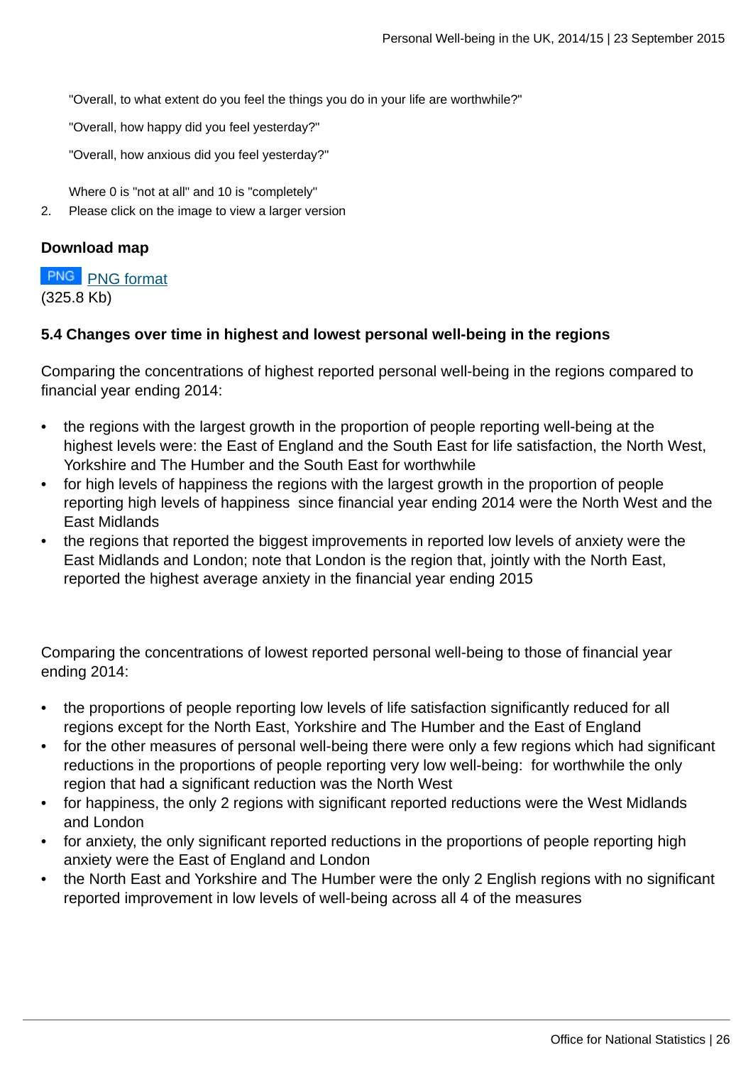"Overall, to what extent do you feel the things you do in your life are worthwhile?"

"Overall, how happy did you feel yesterday?"

"Overall, how anxious did you feel yesterday?"

Where 0 is "not at all" and 10 is "completely"

2. Please click on the image to view a larger version

**Download map**

PNG [PNG format](#)
(325.8 Kb)

### 5.4 Changes over time in highest and lowest personal well-being in the regions

Comparing the concentrations of highest reported personal well-being in the regions compared to financial year ending 2014:

- the regions with the largest growth in the proportion of people reporting well-being at the highest levels were: the East of England and the South East for life satisfaction, the North West, Yorkshire and The Humber and the South East for worthwhile
- for high levels of happiness the regions with the largest growth in the proportion of people reporting high levels of happiness since financial year ending 2014 were the North West and the East Midlands
- the regions that reported the biggest improvements in reported low levels of anxiety were the East Midlands and London; note that London is the region that, jointly with the North East, reported the highest average anxiety in the financial year ending 2015

Comparing the concentrations of lowest reported personal well-being to those of financial year ending 2014:

- the proportions of people reporting low levels of life satisfaction significantly reduced for all regions except for the North East, Yorkshire and The Humber and the East of England
- for the other measures of personal well-being there were only a few regions which had significant reductions in the proportions of people reporting very low well-being: for worthwhile the only region that had a significant reduction was the North West
- for happiness, the only 2 regions with significant reported reductions were the West Midlands and London
- for anxiety, the only significant reported reductions in the proportions of people reporting high anxiety were the East of England and London
- the North East and Yorkshire and The Humber were the only 2 English regions with no significant reported improvement in low levels of well-being across all 4 of the measures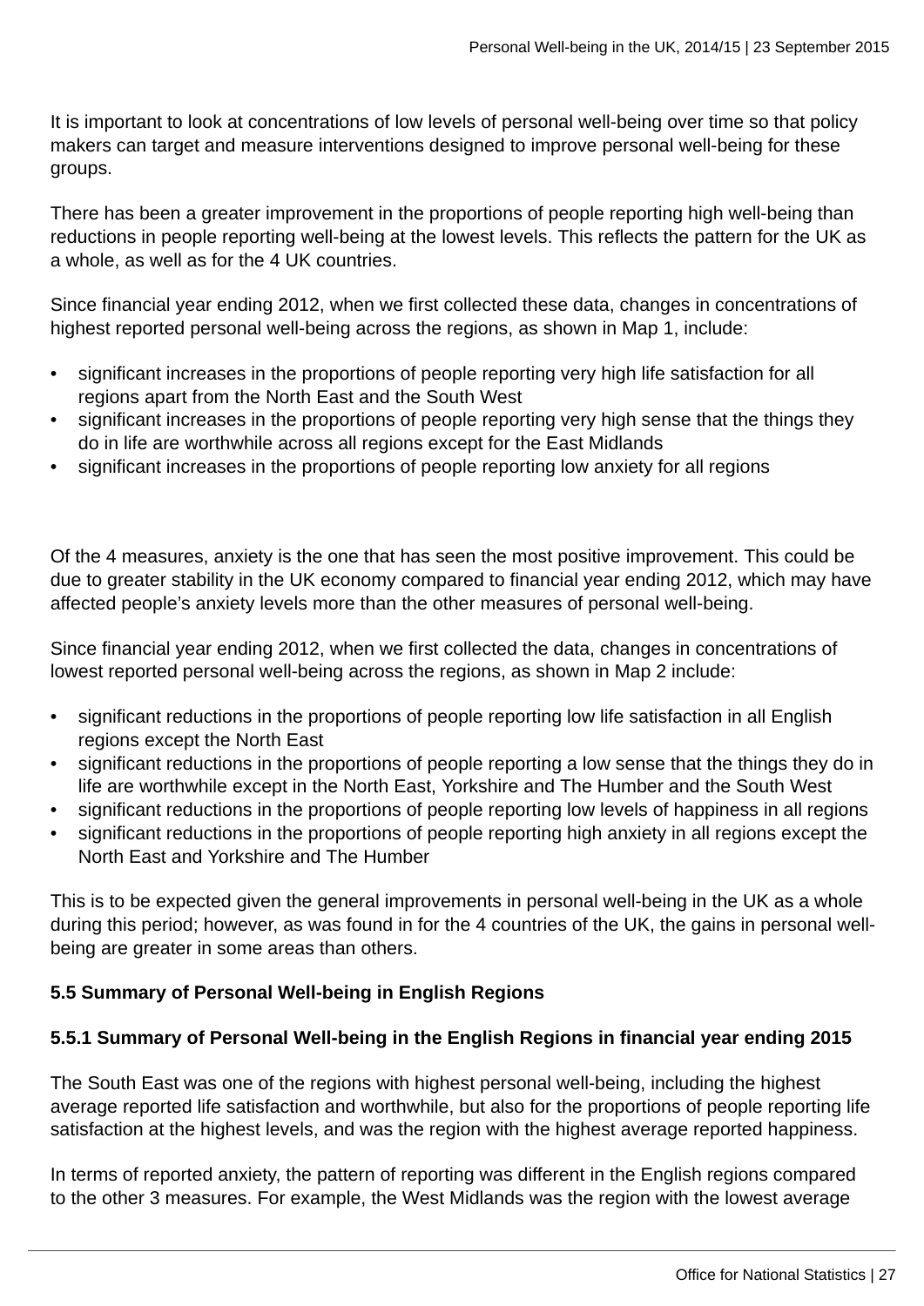It is important to look at concentrations of low levels of personal well-being over time so that policy makers can target and measure interventions designed to improve personal well-being for these groups.

There has been a greater improvement in the proportions of people reporting high well-being than reductions in people reporting well-being at the lowest levels. This reflects the pattern for the UK as a whole, as well as for the 4 UK countries.

Since financial year ending 2012, when we first collected these data, changes in concentrations of highest reported personal well-being across the regions, as shown in Map 1, include:

- significant increases in the proportions of people reporting very high life satisfaction for all regions apart from the North East and the South West
- significant increases in the proportions of people reporting very high sense that the things they do in life are worthwhile across all regions except for the East Midlands
- significant increases in the proportions of people reporting low anxiety for all regions

Of the 4 measures, anxiety is the one that has seen the most positive improvement. This could be due to greater stability in the UK economy compared to financial year ending 2012, which may have affected people's anxiety levels more than the other measures of personal well-being.

Since financial year ending 2012, when we first collected the data, changes in concentrations of lowest reported personal well-being across the regions, as shown in Map 2 include:

- significant reductions in the proportions of people reporting low life satisfaction in all English regions except the North East
- significant reductions in the proportions of people reporting a low sense that the things they do in life are worthwhile except in the North East, Yorkshire and The Humber and the South West
- significant reductions in the proportions of people reporting low levels of happiness in all regions
- significant reductions in the proportions of people reporting high anxiety in all regions except the North East and Yorkshire and The Humber

This is to be expected given the general improvements in personal well-being in the UK as a whole during this period; however, as was found in for the 4 countries of the UK, the gains in personal well-being are greater in some areas than others.

### 5.5 Summary of Personal Well-being in English Regions

#### 5.5.1 Summary of Personal Well-being in the English Regions in financial year ending 2015

The South East was one of the regions with highest personal well-being, including the highest average reported life satisfaction and worthwhile, but also for the proportions of people reporting life satisfaction at the highest levels, and was the region with the highest average reported happiness.

In terms of reported anxiety, the pattern of reporting was different in the English regions compared to the other 3 measures. For example, the West Midlands was the region with the lowest average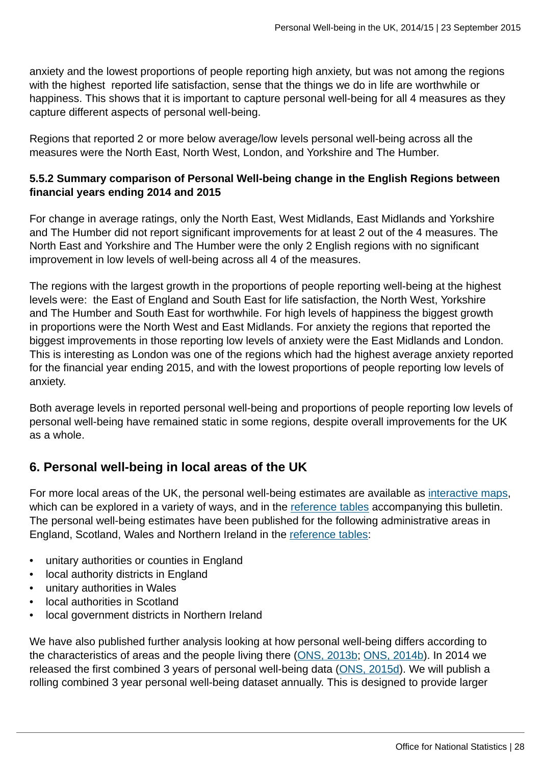anxiety and the lowest proportions of people reporting high anxiety, but was not among the regions with the highest reported life satisfaction, sense that the things we do in life are worthwhile or happiness. This shows that it is important to capture personal well-being for all 4 measures as they capture different aspects of personal well-being.

Regions that reported 2 or more below average/low levels personal well-being across all the measures were the North East, North West, London, and Yorkshire and The Humber.

#### 5.5.2 Summary comparison of Personal Well-being change in the English Regions between financial years ending 2014 and 2015

For change in average ratings, only the North East, West Midlands, East Midlands and Yorkshire and The Humber did not report significant improvements for at least 2 out of the 4 measures. The North East and Yorkshire and The Humber were the only 2 English regions with no significant improvement in low levels of well-being across all 4 of the measures.

The regions with the largest growth in the proportions of people reporting well-being at the highest levels were: the East of England and South East for life satisfaction, the North West, Yorkshire and The Humber and South East for worthwhile. For high levels of happiness the biggest growth in proportions were the North West and East Midlands. For anxiety the regions that reported the biggest improvements in those reporting low levels of anxiety were the East Midlands and London. This is interesting as London was one of the regions which had the highest average anxiety reported for the financial year ending 2015, and with the lowest proportions of people reporting low levels of anxiety.

Both average levels in reported personal well-being and proportions of people reporting low levels of personal well-being have remained static in some regions, despite overall improvements for the UK as a whole.

## 6. Personal well-being in local areas of the UK

For more local areas of the UK, the personal well-being estimates are available as interactive maps, which can be explored in a variety of ways, and in the reference tables accompanying this bulletin. The personal well-being estimates have been published for the following administrative areas in England, Scotland, Wales and Northern Ireland in the reference tables:

- unitary authorities or counties in England
- local authority districts in England
- unitary authorities in Wales
- local authorities in Scotland
- local government districts in Northern Ireland

We have also published further analysis looking at how personal well-being differs according to the characteristics of areas and the people living there (ONS, 2013b; ONS, 2014b). In 2014 we released the first combined 3 years of personal well-being data (ONS, 2015d). We will publish a rolling combined 3 year personal well-being dataset annually. This is designed to provide larger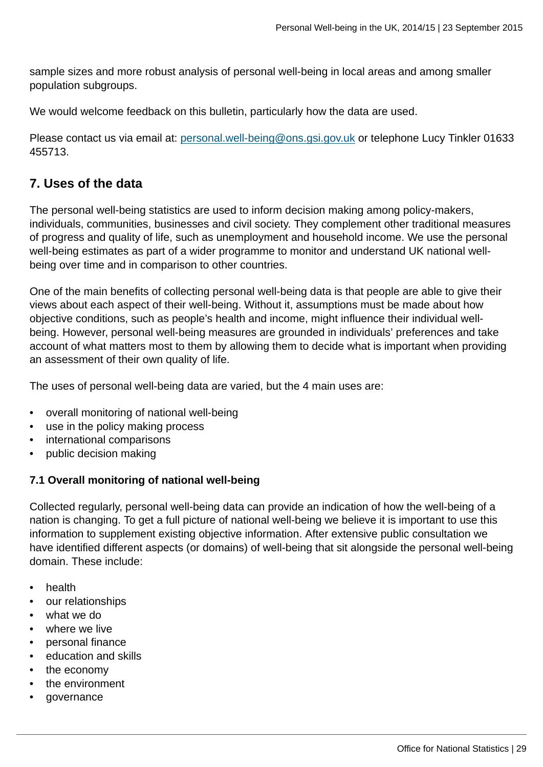sample sizes and more robust analysis of personal well-being in local areas and among smaller population subgroups.

We would welcome feedback on this bulletin, particularly how the data are used.

Please contact us via email at: [personal.well-being@ons.gsi.gov.uk](mailto:personal.well-being@ons.gsi.gov.uk) or telephone Lucy Tinkler 01633 455713.

## 7. Uses of the data

The personal well-being statistics are used to inform decision making among policy-makers, individuals, communities, businesses and civil society. They complement other traditional measures of progress and quality of life, such as unemployment and household income. We use the personal well-being estimates as part of a wider programme to monitor and understand UK national well-being over time and in comparison to other countries.

One of the main benefits of collecting personal well-being data is that people are able to give their views about each aspect of their well-being. Without it, assumptions must be made about how objective conditions, such as people's health and income, might influence their individual well-being. However, personal well-being measures are grounded in individuals' preferences and take account of what matters most to them by allowing them to decide what is important when providing an assessment of their own quality of life.

The uses of personal well-being data are varied, but the 4 main uses are:

- overall monitoring of national well-being
- use in the policy making process
- international comparisons
- public decision making

### 7.1 Overall monitoring of national well-being

Collected regularly, personal well-being data can provide an indication of how the well-being of a nation is changing. To get a full picture of national well-being we believe it is important to use this information to supplement existing objective information. After extensive public consultation we have identified different aspects (or domains) of well-being that sit alongside the personal well-being domain. These include:

- health
- our relationships
- what we do
- where we live
- personal finance
- education and skills
- the economy
- the environment
- governance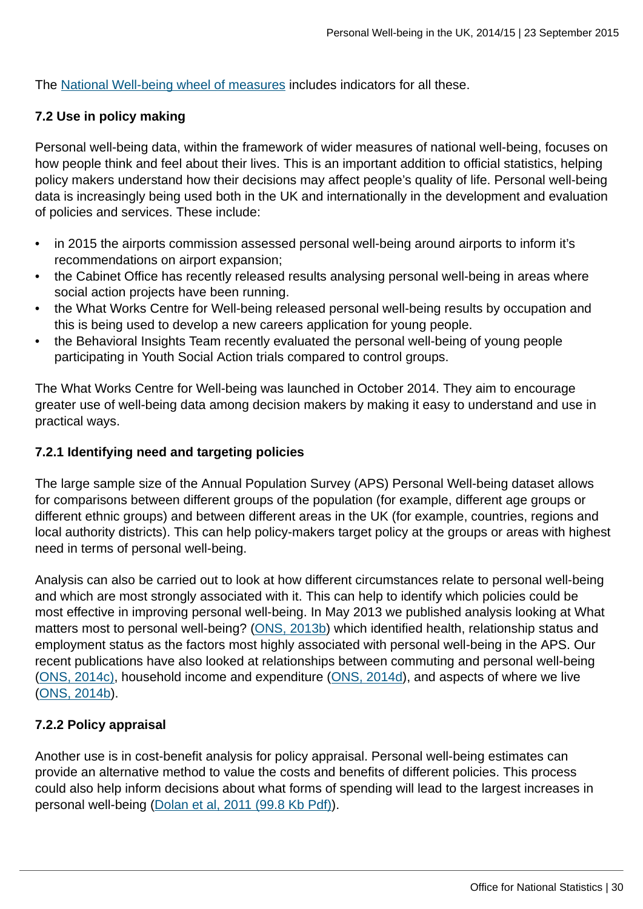The [National Well-being wheel of measures](#) includes indicators for all these.

### 7.2 Use in policy making

Personal well-being data, within the framework of wider measures of national well-being, focuses on how people think and feel about their lives. This is an important addition to official statistics, helping policy makers understand how their decisions may affect people's quality of life. Personal well-being data is increasingly being used both in the UK and internationally in the development and evaluation of policies and services. These include:

- in 2015 the airports commission assessed personal well-being around airports to inform it's recommendations on airport expansion;
- the Cabinet Office has recently released results analysing personal well-being in areas where social action projects have been running.
- the What Works Centre for Well-being released personal well-being results by occupation and this is being used to develop a new careers application for young people.
- the Behavioral Insights Team recently evaluated the personal well-being of young people participating in Youth Social Action trials compared to control groups.

The What Works Centre for Well-being was launched in October 2014. They aim to encourage greater use of well-being data among decision makers by making it easy to understand and use in practical ways.

#### 7.2.1 Identifying need and targeting policies

The large sample size of the Annual Population Survey (APS) Personal Well-being dataset allows for comparisons between different groups of the population (for example, different age groups or different ethnic groups) and between different areas in the UK (for example, countries, regions and local authority districts). This can help policy-makers target policy at the groups or areas with highest need in terms of personal well-being.

Analysis can also be carried out to look at how different circumstances relate to personal well-being and which are most strongly associated with it. This can help to identify which policies could be most effective in improving personal well-being. In May 2013 we published analysis looking at What matters most to personal well-being? ([ONS, 2013b](#)) which identified health, relationship status and employment status as the factors most highly associated with personal well-being in the APS. Our recent publications have also looked at relationships between commuting and personal well-being ([ONS, 2014c)](#), household income and expenditure ([ONS, 2014d](#)), and aspects of where we live ([ONS, 2014b](#)).

#### 7.2.2 Policy appraisal

Another use is in cost-benefit analysis for policy appraisal. Personal well-being estimates can provide an alternative method to value the costs and benefits of different policies. This process could also help inform decisions about what forms of spending will lead to the largest increases in personal well-being ([Dolan et al, 2011 (99.8 Kb Pdf)](#)).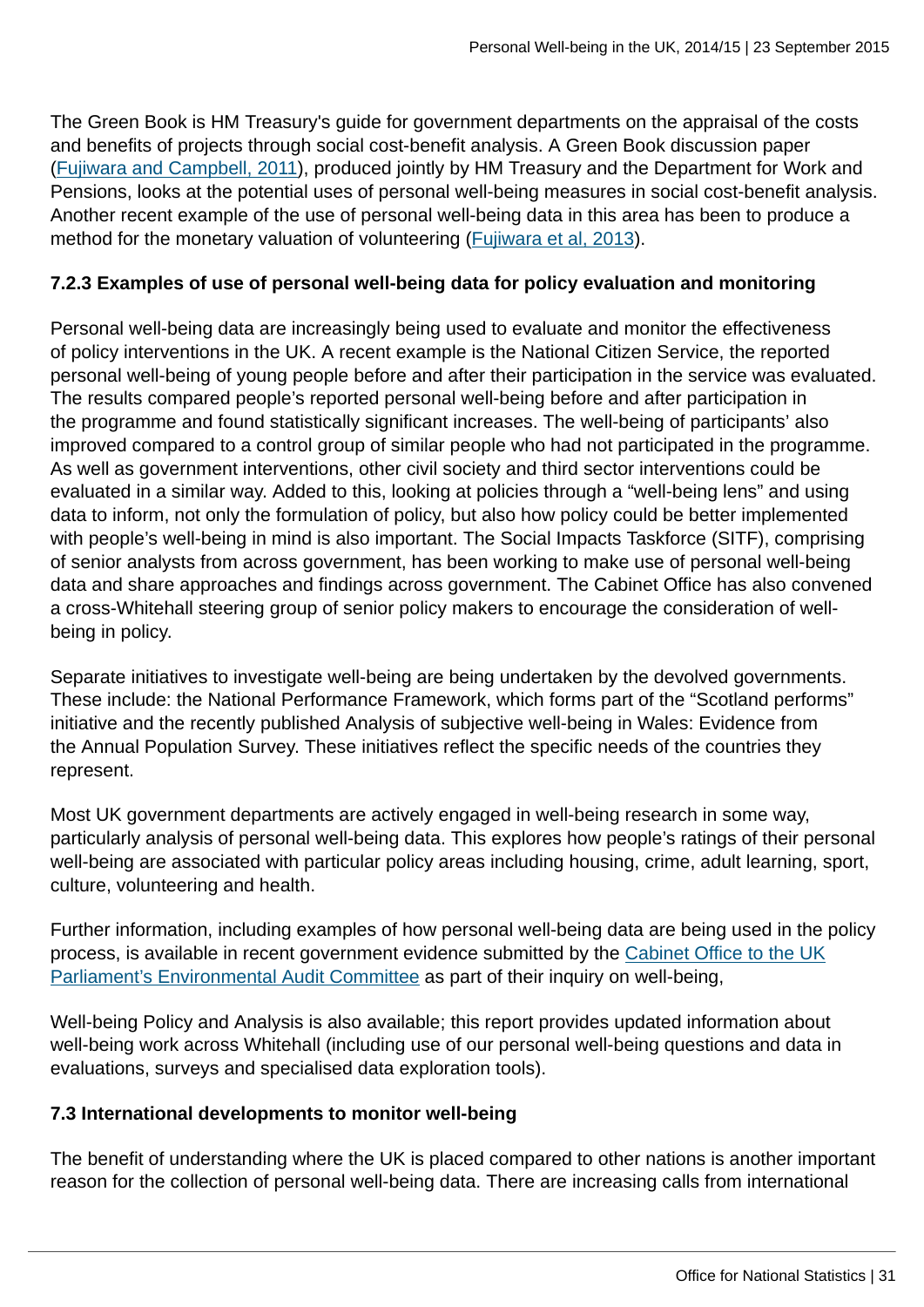The Green Book is HM Treasury's guide for government departments on the appraisal of the costs and benefits of projects through social cost-benefit analysis. A Green Book discussion paper (Fujiwara and Campbell, 2011), produced jointly by HM Treasury and the Department for Work and Pensions, looks at the potential uses of personal well-being measures in social cost-benefit analysis. Another recent example of the use of personal well-being data in this area has been to produce a method for the monetary valuation of volunteering (Fujiwara et al, 2013).

### 7.2.3 Examples of use of personal well-being data for policy evaluation and monitoring

Personal well-being data are increasingly being used to evaluate and monitor the effectiveness of policy interventions in the UK. A recent example is the National Citizen Service, the reported personal well-being of young people before and after their participation in the service was evaluated. The results compared people's reported personal well-being before and after participation in the programme and found statistically significant increases. The well-being of participants' also improved compared to a control group of similar people who had not participated in the programme. As well as government interventions, other civil society and third sector interventions could be evaluated in a similar way. Added to this, looking at policies through a "well-being lens" and using data to inform, not only the formulation of policy, but also how policy could be better implemented with people's well-being in mind is also important. The Social Impacts Taskforce (SITF), comprising of senior analysts from across government, has been working to make use of personal well-being data and share approaches and findings across government. The Cabinet Office has also convened a cross-Whitehall steering group of senior policy makers to encourage the consideration of well-being in policy.

Separate initiatives to investigate well-being are being undertaken by the devolved governments. These include: the National Performance Framework, which forms part of the "Scotland performs" initiative and the recently published Analysis of subjective well-being in Wales: Evidence from the Annual Population Survey. These initiatives reflect the specific needs of the countries they represent.

Most UK government departments are actively engaged in well-being research in some way, particularly analysis of personal well-being data. This explores how people's ratings of their personal well-being are associated with particular policy areas including housing, crime, adult learning, sport, culture, volunteering and health.

Further information, including examples of how personal well-being data are being used in the policy process, is available in recent government evidence submitted by the Cabinet Office to the UK Parliament's Environmental Audit Committee as part of their inquiry on well-being,

Well-being Policy and Analysis is also available; this report provides updated information about well-being work across Whitehall (including use of our personal well-being questions and data in evaluations, surveys and specialised data exploration tools).

### 7.3 International developments to monitor well-being

The benefit of understanding where the UK is placed compared to other nations is another important reason for the collection of personal well-being data. There are increasing calls from international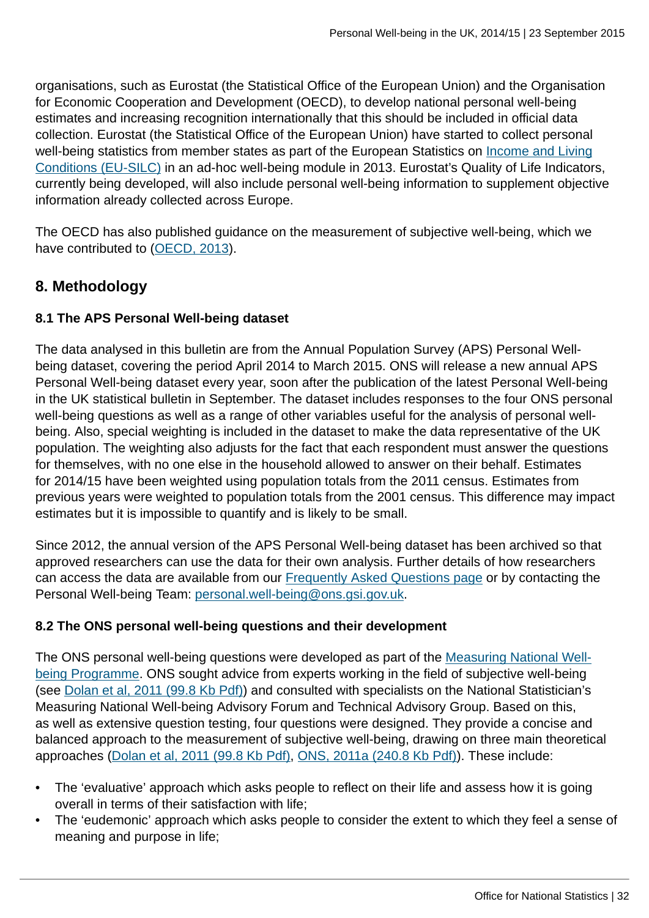organisations, such as Eurostat (the Statistical Office of the European Union) and the Organisation for Economic Cooperation and Development (OECD), to develop national personal well-being estimates and increasing recognition internationally that this should be included in official data collection. Eurostat (the Statistical Office of the European Union) have started to collect personal well-being statistics from member states as part of the European Statistics on Income and Living Conditions (EU-SILC) in an ad-hoc well-being module in 2013. Eurostat's Quality of Life Indicators, currently being developed, will also include personal well-being information to supplement objective information already collected across Europe.

The OECD has also published guidance on the measurement of subjective well-being, which we have contributed to (OECD, 2013).

## 8. Methodology

### 8.1 The APS Personal Well-being dataset

The data analysed in this bulletin are from the Annual Population Survey (APS) Personal Well-being dataset, covering the period April 2014 to March 2015. ONS will release a new annual APS Personal Well-being dataset every year, soon after the publication of the latest Personal Well-being in the UK statistical bulletin in September. The dataset includes responses to the four ONS personal well-being questions as well as a range of other variables useful for the analysis of personal well-being. Also, special weighting is included in the dataset to make the data representative of the UK population. The weighting also adjusts for the fact that each respondent must answer the questions for themselves, with no one else in the household allowed to answer on their behalf. Estimates for 2014/15 have been weighted using population totals from the 2011 census. Estimates from previous years were weighted to population totals from the 2001 census. This difference may impact estimates but it is impossible to quantify and is likely to be small.

Since 2012, the annual version of the APS Personal Well-being dataset has been archived so that approved researchers can use the data for their own analysis. Further details of how researchers can access the data are available from our Frequently Asked Questions page or by contacting the Personal Well-being Team: personal.well-being@ons.gsi.gov.uk.

### 8.2 The ONS personal well-being questions and their development

The ONS personal well-being questions were developed as part of the Measuring National Well-being Programme. ONS sought advice from experts working in the field of subjective well-being (see Dolan et al, 2011 (99.8 Kb Pdf)) and consulted with specialists on the National Statistician's Measuring National Well-being Advisory Forum and Technical Advisory Group. Based on this, as well as extensive question testing, four questions were designed. They provide a concise and balanced approach to the measurement of subjective well-being, drawing on three main theoretical approaches (Dolan et al, 2011 (99.8 Kb Pdf), ONS, 2011a (240.8 Kb Pdf)). These include:

- The 'evaluative' approach which asks people to reflect on their life and assess how it is going overall in terms of their satisfaction with life;
- The 'eudemonic' approach which asks people to consider the extent to which they feel a sense of meaning and purpose in life;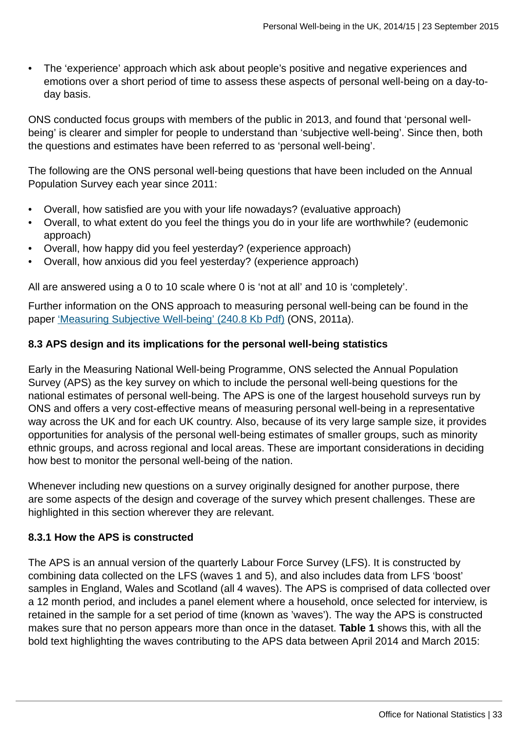- The 'experience' approach which ask about people's positive and negative experiences and emotions over a short period of time to assess these aspects of personal well-being on a day-to-day basis.

ONS conducted focus groups with members of the public in 2013, and found that 'personal well-being' is clearer and simpler for people to understand than 'subjective well-being'. Since then, both the questions and estimates have been referred to as 'personal well-being'.

The following are the ONS personal well-being questions that have been included on the Annual Population Survey each year since 2011:

- Overall, how satisfied are you with your life nowadays? (evaluative approach)
- Overall, to what extent do you feel the things you do in your life are worthwhile? (eudemonic approach)
- Overall, how happy did you feel yesterday? (experience approach)
- Overall, how anxious did you feel yesterday? (experience approach)

All are answered using a 0 to 10 scale where 0 is 'not at all' and 10 is 'completely'.

Further information on the ONS approach to measuring personal well-being can be found in the paper 'Measuring Subjective Well-being' (240.8 Kb Pdf) (ONS, 2011a).

### 8.3 APS design and its implications for the personal well-being statistics

Early in the Measuring National Well-being Programme, ONS selected the Annual Population Survey (APS) as the key survey on which to include the personal well-being questions for the national estimates of personal well-being. The APS is one of the largest household surveys run by ONS and offers a very cost-effective means of measuring personal well-being in a representative way across the UK and for each UK country. Also, because of its very large sample size, it provides opportunities for analysis of the personal well-being estimates of smaller groups, such as minority ethnic groups, and across regional and local areas. These are important considerations in deciding how best to monitor the personal well-being of the nation.

Whenever including new questions on a survey originally designed for another purpose, there are some aspects of the design and coverage of the survey which present challenges. These are highlighted in this section wherever they are relevant.

#### 8.3.1 How the APS is constructed

The APS is an annual version of the quarterly Labour Force Survey (LFS). It is constructed by combining data collected on the LFS (waves 1 and 5), and also includes data from LFS 'boost' samples in England, Wales and Scotland (all 4 waves). The APS is comprised of data collected over a 12 month period, and includes a panel element where a household, once selected for interview, is retained in the sample for a set period of time (known as 'waves'). The way the APS is constructed makes sure that no person appears more than once in the dataset. **Table 1** shows this, with all the bold text highlighting the waves contributing to the APS data between April 2014 and March 2015: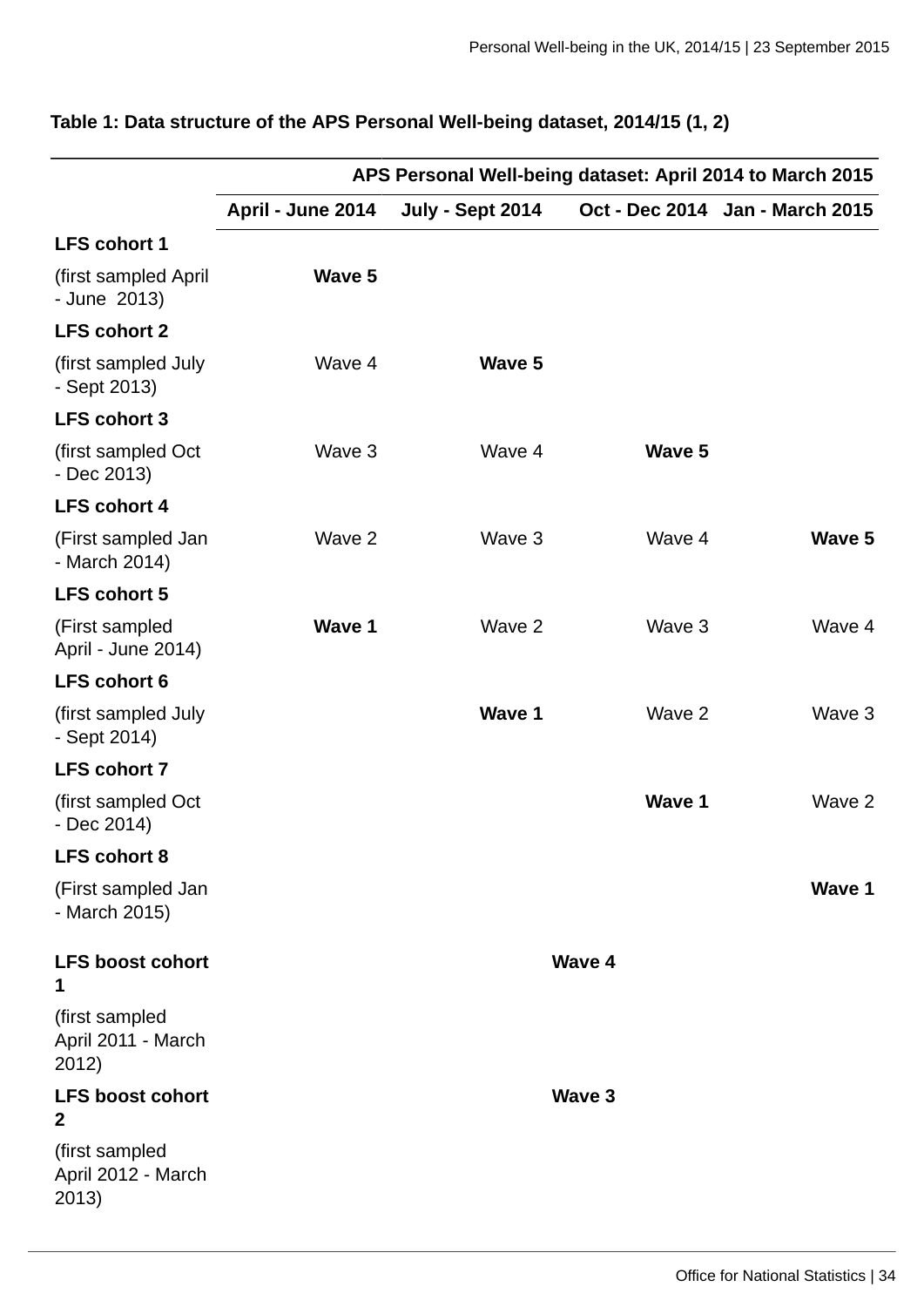**Table 1: Data structure of the APS Personal Well-being dataset, 2014/15 (1, 2)**

| | APS Personal Well-being dataset: April 2014 to March 2015 | | | |
|---|---|---|---|---|
| | **April - June 2014** | **July - Sept 2014** | **Oct - Dec 2014** | **Jan - March 2015** |
| **LFS cohort 1** (first sampled April - June 2013) | **Wave 5** | | | |
| **LFS cohort 2** (first sampled July - Sept 2013) | Wave 4 | **Wave 5** | | |
| **LFS cohort 3** (first sampled Oct - Dec 2013) | Wave 3 | Wave 4 | **Wave 5** | |
| **LFS cohort 4** (First sampled Jan - March 2014) | Wave 2 | Wave 3 | Wave 4 | **Wave 5** |
| **LFS cohort 5** (First sampled April - June 2014) | **Wave 1** | Wave 2 | Wave 3 | Wave 4 |
| **LFS cohort 6** (first sampled July - Sept 2014) | | **Wave 1** | Wave 2 | Wave 3 |
| **LFS cohort 7** (first sampled Oct - Dec 2014) | | | **Wave 1** | Wave 2 |
| **LFS cohort 8** (First sampled Jan - March 2015) | | | | **Wave 1** |
| **LFS boost cohort 1** (first sampled April 2011 - March 2012) | **Wave 4** | | | |
| **LFS boost cohort 2** (first sampled April 2012 - March 2013) | **Wave 3** | | | |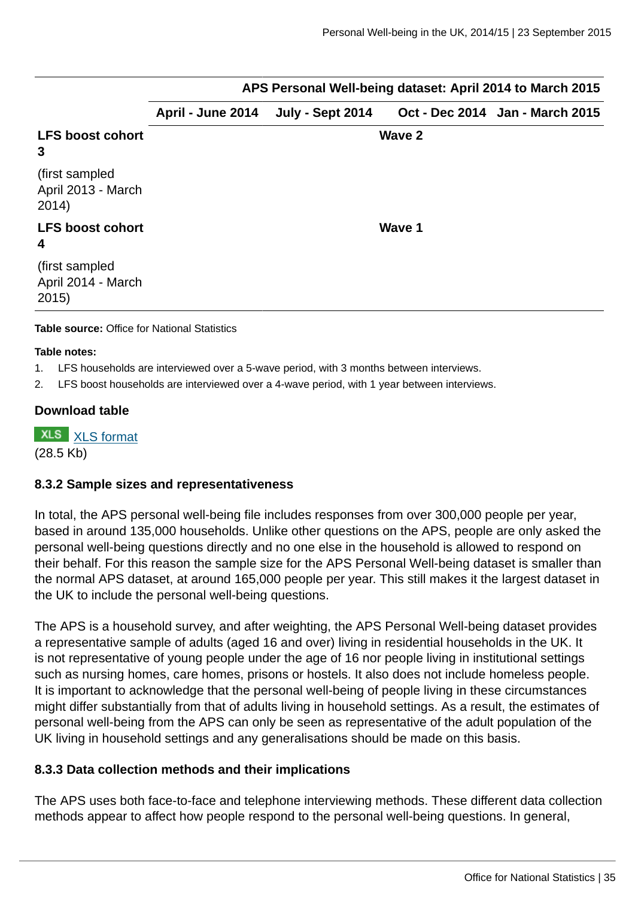| | APS Personal Well-being dataset: April 2014 to March 2015 | | | |
|---|---|---|---|---|
| | April - June 2014 | July - Sept 2014 | Oct - Dec 2014 | Jan - March 2015 |
| **LFS boost cohort 3** | | | **Wave 2** | |
| (first sampled April 2013 - March 2014) | | | | |
| **LFS boost cohort 4** | | | **Wave 1** | |
| (first sampled April 2014 - March 2015) | | | | |

**Table source:** Office for National Statistics

**Table notes:**

1. LFS households are interviewed over a 5-wave period, with 3 months between interviews.
2. LFS boost households are interviewed over a 4-wave period, with 1 year between interviews.

**Download table**

XLS format
(28.5 Kb)

#### 8.3.2 Sample sizes and representativeness

In total, the APS personal well-being file includes responses from over 300,000 people per year, based in around 135,000 households. Unlike other questions on the APS, people are only asked the personal well-being questions directly and no one else in the household is allowed to respond on their behalf. For this reason the sample size for the APS Personal Well-being dataset is smaller than the normal APS dataset, at around 165,000 people per year. This still makes it the largest dataset in the UK to include the personal well-being questions.

The APS is a household survey, and after weighting, the APS Personal Well-being dataset provides a representative sample of adults (aged 16 and over) living in residential households in the UK. It is not representative of young people under the age of 16 nor people living in institutional settings such as nursing homes, care homes, prisons or hostels. It also does not include homeless people. It is important to acknowledge that the personal well-being of people living in these circumstances might differ substantially from that of adults living in household settings. As a result, the estimates of personal well-being from the APS can only be seen as representative of the adult population of the UK living in household settings and any generalisations should be made on this basis.

#### 8.3.3 Data collection methods and their implications

The APS uses both face-to-face and telephone interviewing methods. These different data collection methods appear to affect how people respond to the personal well-being questions. In general,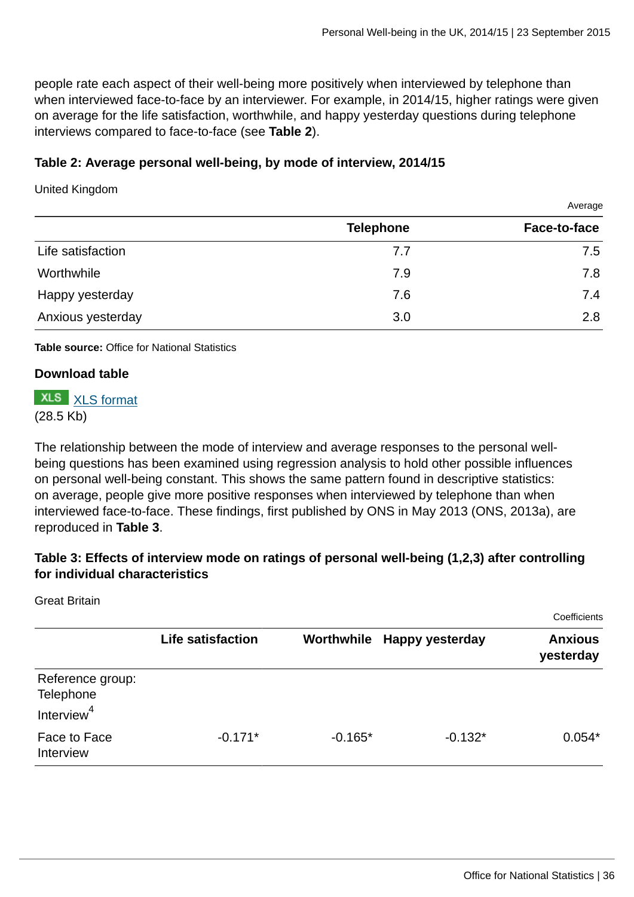people rate each aspect of their well-being more positively when interviewed by telephone than when interviewed face-to-face by an interviewer. For example, in 2014/15, higher ratings were given on average for the life satisfaction, worthwhile, and happy yesterday questions during telephone interviews compared to face-to-face (see **Table 2**).

### Table 2: Average personal well-being, by mode of interview, 2014/15

United Kingdom

Average

| | Telephone | Face-to-face |
|---|---|---|
| Life satisfaction | 7.7 | 7.5 |
| Worthwhile | 7.9 | 7.8 |
| Happy yesterday | 7.6 | 7.4 |
| Anxious yesterday | 3.0 | 2.8 |

**Table source:** Office for National Statistics

**Download table**

XLS [XLS format](#)
(28.5 Kb)

The relationship between the mode of interview and average responses to the personal well-being questions has been examined using regression analysis to hold other possible influences on personal well-being constant. This shows the same pattern found in descriptive statistics: on average, people give more positive responses when interviewed by telephone than when interviewed face-to-face. These findings, first published by ONS in May 2013 (ONS, 2013a), are reproduced in **Table 3**.

### Table 3: Effects of interview mode on ratings of personal well-being (1,2,3) after controlling for individual characteristics

Great Britain

Coefficients

| | Life satisfaction | Worthwhile | Happy yesterday | Anxious yesterday |
|---|---|---|---|---|
| Reference group: Telephone Interview[4] | | | | |
| Face to Face Interview | -0.171* | -0.165* | -0.132* | 0.054* |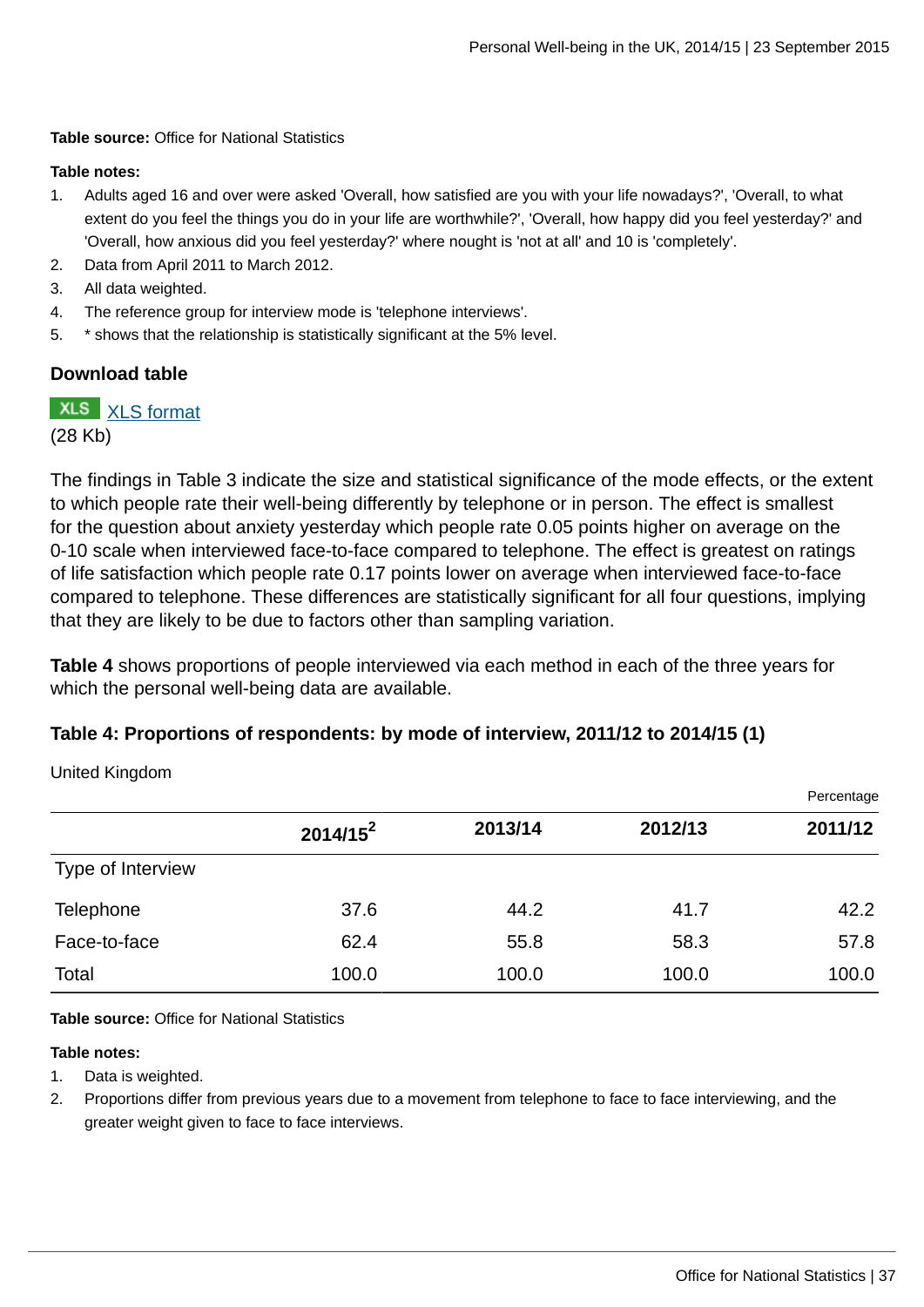**Table source:** Office for National Statistics

**Table notes:**

1. Adults aged 16 and over were asked 'Overall, how satisfied are you with your life nowadays?', 'Overall, to what extent do you feel the things you do in your life are worthwhile?', 'Overall, how happy did you feel yesterday?' and 'Overall, how anxious did you feel yesterday?' where nought is 'not at all' and 10 is 'completely'.
2. Data from April 2011 to March 2012.
3. All data weighted.
4. The reference group for interview mode is 'telephone interviews'.
5. * shows that the relationship is statistically significant at the 5% level.

### Download table

XLS [XLS format](#)
(28 Kb)

The findings in Table 3 indicate the size and statistical significance of the mode effects, or the extent to which people rate their well-being differently by telephone or in person. The effect is smallest for the question about anxiety yesterday which people rate 0.05 points higher on average on the 0-10 scale when interviewed face-to-face compared to telephone. The effect is greatest on ratings of life satisfaction which people rate 0.17 points lower on average when interviewed face-to-face compared to telephone. These differences are statistically significant for all four questions, implying that they are likely to be due to factors other than sampling variation.

**Table 4** shows proportions of people interviewed via each method in each of the three years for which the personal well-being data are available.

### Table 4: Proportions of respondents: by mode of interview, 2011/12 to 2014/15 (1)

United Kingdom

Percentage

| | 2014/15[2] | 2013/14 | 2012/13 | 2011/12 |
|---|---|---|---|---|
| Type of Interview | | | | |
| Telephone | 37.6 | 44.2 | 41.7 | 42.2 |
| Face-to-face | 62.4 | 55.8 | 58.3 | 57.8 |
| Total | 100.0 | 100.0 | 100.0 | 100.0 |

**Table source:** Office for National Statistics

**Table notes:**

1. Data is weighted.
2. Proportions differ from previous years due to a movement from telephone to face to face interviewing, and the greater weight given to face to face interviews.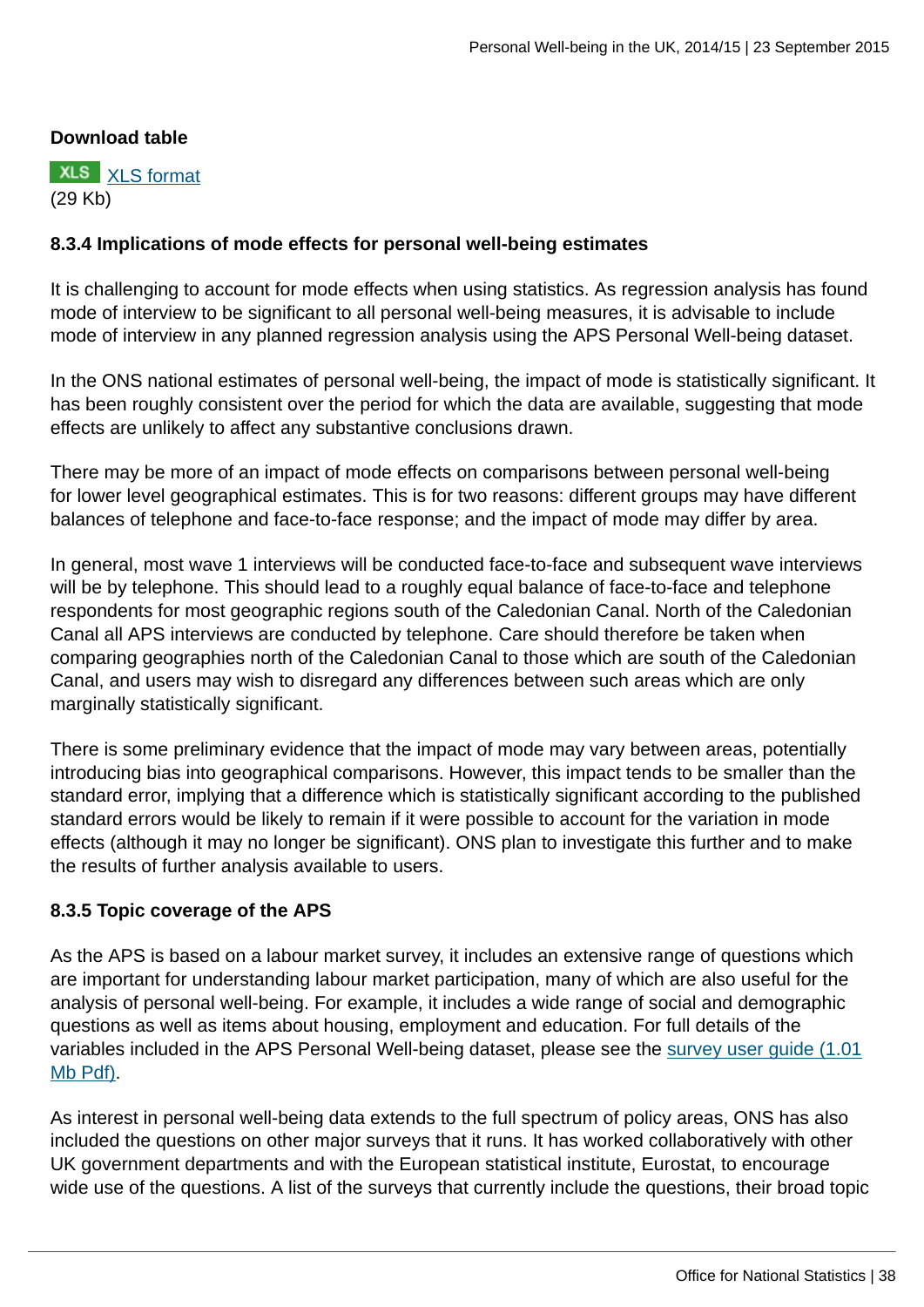**Download table**

XLS [XLS format](#)
(29 Kb)

#### 8.3.4 Implications of mode effects for personal well-being estimates

It is challenging to account for mode effects when using statistics. As regression analysis has found mode of interview to be significant to all personal well-being measures, it is advisable to include mode of interview in any planned regression analysis using the APS Personal Well-being dataset.

In the ONS national estimates of personal well-being, the impact of mode is statistically significant. It has been roughly consistent over the period for which the data are available, suggesting that mode effects are unlikely to affect any substantive conclusions drawn.

There may be more of an impact of mode effects on comparisons between personal well-being for lower level geographical estimates. This is for two reasons: different groups may have different balances of telephone and face-to-face response; and the impact of mode may differ by area.

In general, most wave 1 interviews will be conducted face-to-face and subsequent wave interviews will be by telephone. This should lead to a roughly equal balance of face-to-face and telephone respondents for most geographic regions south of the Caledonian Canal. North of the Caledonian Canal all APS interviews are conducted by telephone. Care should therefore be taken when comparing geographies north of the Caledonian Canal to those which are south of the Caledonian Canal, and users may wish to disregard any differences between such areas which are only marginally statistically significant.

There is some preliminary evidence that the impact of mode may vary between areas, potentially introducing bias into geographical comparisons. However, this impact tends to be smaller than the standard error, implying that a difference which is statistically significant according to the published standard errors would be likely to remain if it were possible to account for the variation in mode effects (although it may no longer be significant). ONS plan to investigate this further and to make the results of further analysis available to users.

#### 8.3.5 Topic coverage of the APS

As the APS is based on a labour market survey, it includes an extensive range of questions which are important for understanding labour market participation, many of which are also useful for the analysis of personal well-being. For example, it includes a wide range of social and demographic questions as well as items about housing, employment and education. For full details of the variables included in the APS Personal Well-being dataset, please see the [survey user guide (1.01 Mb Pdf)](#).

As interest in personal well-being data extends to the full spectrum of policy areas, ONS has also included the questions on other major surveys that it runs. It has worked collaboratively with other UK government departments and with the European statistical institute, Eurostat, to encourage wide use of the questions. A list of the surveys that currently include the questions, their broad topic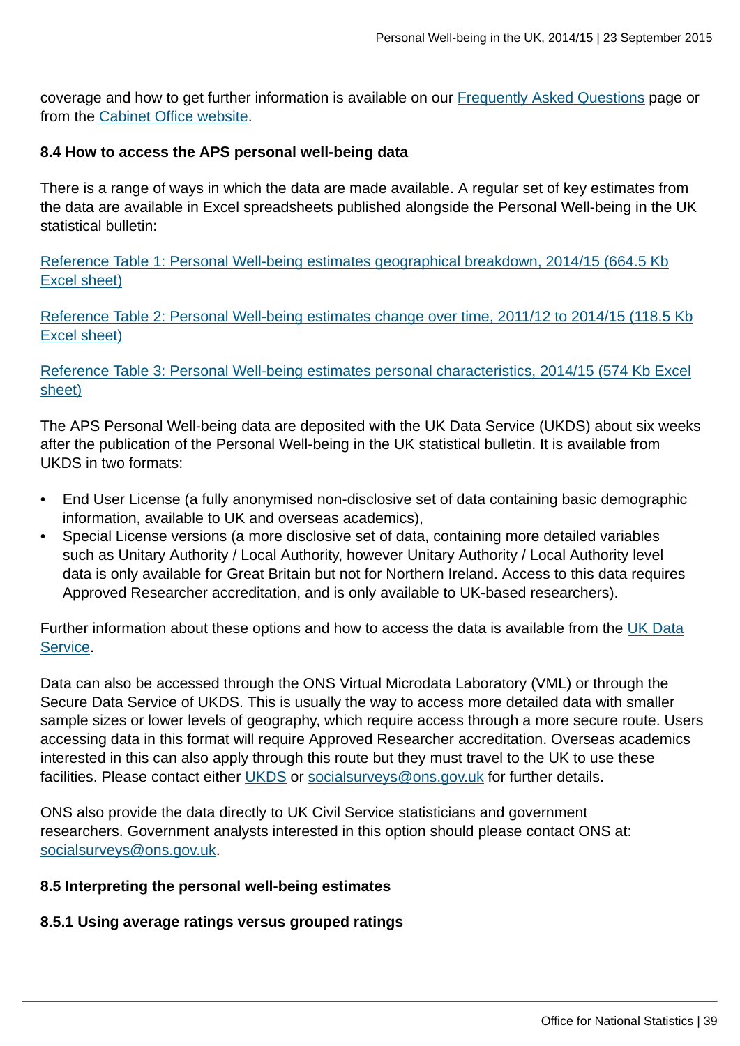coverage and how to get further information is available on our Frequently Asked Questions page or from the Cabinet Office website.

**8.4 How to access the APS personal well-being data**

There is a range of ways in which the data are made available. A regular set of key estimates from the data are available in Excel spreadsheets published alongside the Personal Well-being in the UK statistical bulletin:

Reference Table 1: Personal Well-being estimates geographical breakdown, 2014/15 (664.5 Kb Excel sheet)

Reference Table 2: Personal Well-being estimates change over time, 2011/12 to 2014/15 (118.5 Kb Excel sheet)

Reference Table 3: Personal Well-being estimates personal characteristics, 2014/15 (574 Kb Excel sheet)

The APS Personal Well-being data are deposited with the UK Data Service (UKDS) about six weeks after the publication of the Personal Well-being in the UK statistical bulletin. It is available from UKDS in two formats:

- End User License (a fully anonymised non-disclosive set of data containing basic demographic information, available to UK and overseas academics),
- Special License versions (a more disclosive set of data, containing more detailed variables such as Unitary Authority / Local Authority, however Unitary Authority / Local Authority level data is only available for Great Britain but not for Northern Ireland. Access to this data requires Approved Researcher accreditation, and is only available to UK-based researchers).

Further information about these options and how to access the data is available from the UK Data Service.

Data can also be accessed through the ONS Virtual Microdata Laboratory (VML) or through the Secure Data Service of UKDS. This is usually the way to access more detailed data with smaller sample sizes or lower levels of geography, which require access through a more secure route. Users accessing data in this format will require Approved Researcher accreditation. Overseas academics interested in this can also apply through this route but they must travel to the UK to use these facilities. Please contact either UKDS or socialsurveys@ons.gov.uk for further details.

ONS also provide the data directly to UK Civil Service statisticians and government researchers. Government analysts interested in this option should please contact ONS at: socialsurveys@ons.gov.uk.

**8.5 Interpreting the personal well-being estimates**

**8.5.1 Using average ratings versus grouped ratings**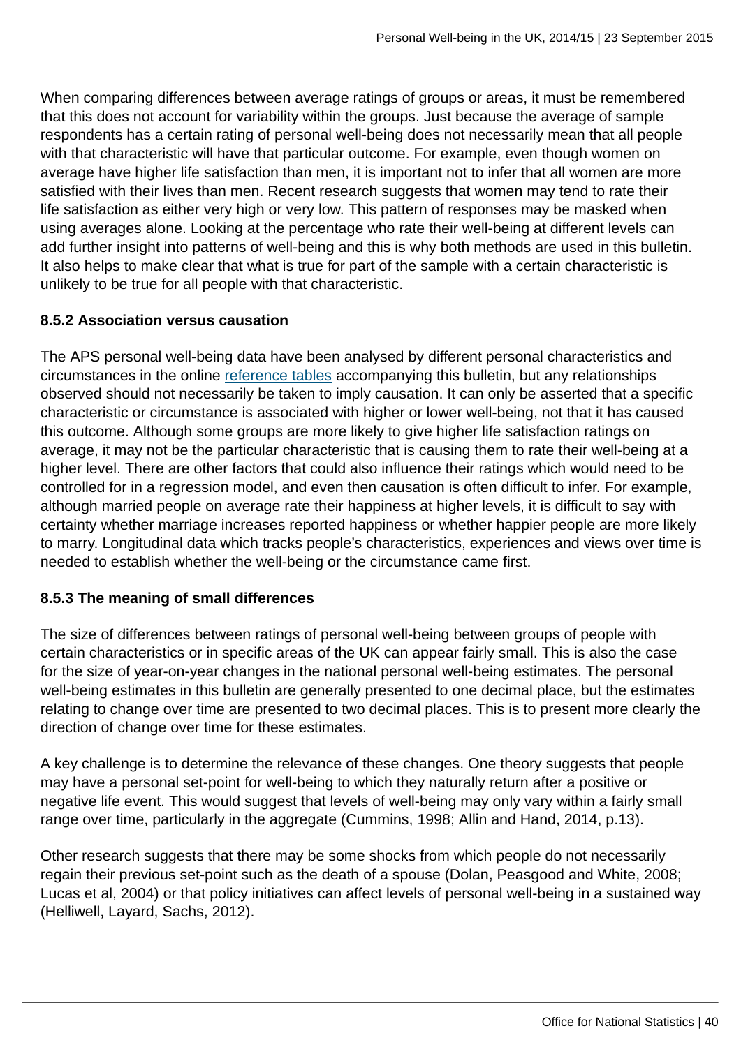When comparing differences between average ratings of groups or areas, it must be remembered that this does not account for variability within the groups. Just because the average of sample respondents has a certain rating of personal well-being does not necessarily mean that all people with that characteristic will have that particular outcome. For example, even though women on average have higher life satisfaction than men, it is important not to infer that all women are more satisfied with their lives than men. Recent research suggests that women may tend to rate their life satisfaction as either very high or very low. This pattern of responses may be masked when using averages alone. Looking at the percentage who rate their well-being at different levels can add further insight into patterns of well-being and this is why both methods are used in this bulletin. It also helps to make clear that what is true for part of the sample with a certain characteristic is unlikely to be true for all people with that characteristic.

**8.5.2 Association versus causation**

The APS personal well-being data have been analysed by different personal characteristics and circumstances in the online reference tables accompanying this bulletin, but any relationships observed should not necessarily be taken to imply causation. It can only be asserted that a specific characteristic or circumstance is associated with higher or lower well-being, not that it has caused this outcome. Although some groups are more likely to give higher life satisfaction ratings on average, it may not be the particular characteristic that is causing them to rate their well-being at a higher level. There are other factors that could also influence their ratings which would need to be controlled for in a regression model, and even then causation is often difficult to infer. For example, although married people on average rate their happiness at higher levels, it is difficult to say with certainty whether marriage increases reported happiness or whether happier people are more likely to marry. Longitudinal data which tracks people's characteristics, experiences and views over time is needed to establish whether the well-being or the circumstance came first.

**8.5.3 The meaning of small differences**

The size of differences between ratings of personal well-being between groups of people with certain characteristics or in specific areas of the UK can appear fairly small. This is also the case for the size of year-on-year changes in the national personal well-being estimates. The personal well-being estimates in this bulletin are generally presented to one decimal place, but the estimates relating to change over time are presented to two decimal places. This is to present more clearly the direction of change over time for these estimates.

A key challenge is to determine the relevance of these changes. One theory suggests that people may have a personal set-point for well-being to which they naturally return after a positive or negative life event. This would suggest that levels of well-being may only vary within a fairly small range over time, particularly in the aggregate (Cummins, 1998; Allin and Hand, 2014, p.13).

Other research suggests that there may be some shocks from which people do not necessarily regain their previous set-point such as the death of a spouse (Dolan, Peasgood and White, 2008; Lucas et al, 2004) or that policy initiatives can affect levels of personal well-being in a sustained way (Helliwell, Layard, Sachs, 2012).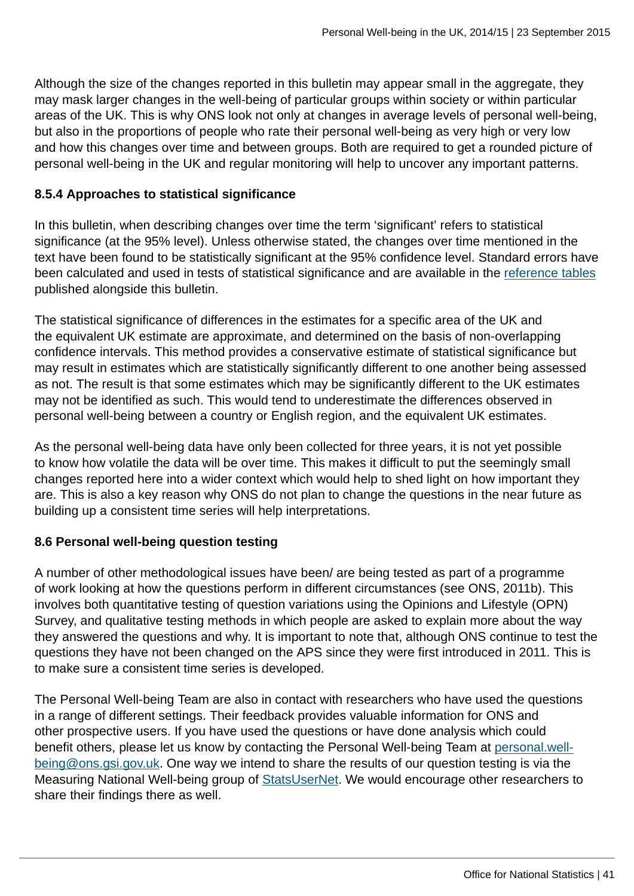Although the size of the changes reported in this bulletin may appear small in the aggregate, they may mask larger changes in the well-being of particular groups within society or within particular areas of the UK. This is why ONS look not only at changes in average levels of personal well-being, but also in the proportions of people who rate their personal well-being as very high or very low and how this changes over time and between groups. Both are required to get a rounded picture of personal well-being in the UK and regular monitoring will help to uncover any important patterns.

### 8.5.4 Approaches to statistical significance

In this bulletin, when describing changes over time the term 'significant' refers to statistical significance (at the 95% level). Unless otherwise stated, the changes over time mentioned in the text have been found to be statistically significant at the 95% confidence level. Standard errors have been calculated and used in tests of statistical significance and are available in the reference tables published alongside this bulletin.

The statistical significance of differences in the estimates for a specific area of the UK and the equivalent UK estimate are approximate, and determined on the basis of non-overlapping confidence intervals. This method provides a conservative estimate of statistical significance but may result in estimates which are statistically significantly different to one another being assessed as not. The result is that some estimates which may be significantly different to the UK estimates may not be identified as such. This would tend to underestimate the differences observed in personal well-being between a country or English region, and the equivalent UK estimates.

As the personal well-being data have only been collected for three years, it is not yet possible to know how volatile the data will be over time. This makes it difficult to put the seemingly small changes reported here into a wider context which would help to shed light on how important they are. This is also a key reason why ONS do not plan to change the questions in the near future as building up a consistent time series will help interpretations.

### 8.6 Personal well-being question testing

A number of other methodological issues have been/ are being tested as part of a programme of work looking at how the questions perform in different circumstances (see ONS, 2011b). This involves both quantitative testing of question variations using the Opinions and Lifestyle (OPN) Survey, and qualitative testing methods in which people are asked to explain more about the way they answered the questions and why. It is important to note that, although ONS continue to test the questions they have not been changed on the APS since they were first introduced in 2011. This is to make sure a consistent time series is developed.

The Personal Well-being Team are also in contact with researchers who have used the questions in a range of different settings. Their feedback provides valuable information for ONS and other prospective users. If you have used the questions or have done analysis which could benefit others, please let us know by contacting the Personal Well-being Team at personal.well-being@ons.gsi.gov.uk. One way we intend to share the results of our question testing is via the Measuring National Well-being group of StatsUserNet. We would encourage other researchers to share their findings there as well.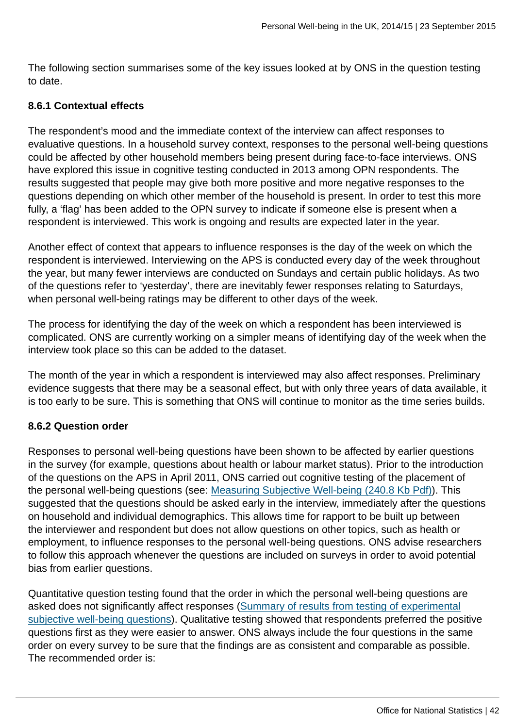The following section summarises some of the key issues looked at by ONS in the question testing to date.

### 8.6.1 Contextual effects

The respondent's mood and the immediate context of the interview can affect responses to evaluative questions. In a household survey context, responses to the personal well-being questions could be affected by other household members being present during face-to-face interviews. ONS have explored this issue in cognitive testing conducted in 2013 among OPN respondents. The results suggested that people may give both more positive and more negative responses to the questions depending on which other member of the household is present. In order to test this more fully, a 'flag' has been added to the OPN survey to indicate if someone else is present when a respondent is interviewed. This work is ongoing and results are expected later in the year.

Another effect of context that appears to influence responses is the day of the week on which the respondent is interviewed. Interviewing on the APS is conducted every day of the week throughout the year, but many fewer interviews are conducted on Sundays and certain public holidays. As two of the questions refer to 'yesterday', there are inevitably fewer responses relating to Saturdays, when personal well-being ratings may be different to other days of the week.

The process for identifying the day of the week on which a respondent has been interviewed is complicated. ONS are currently working on a simpler means of identifying day of the week when the interview took place so this can be added to the dataset.

The month of the year in which a respondent is interviewed may also affect responses. Preliminary evidence suggests that there may be a seasonal effect, but with only three years of data available, it is too early to be sure. This is something that ONS will continue to monitor as the time series builds.

### 8.6.2 Question order

Responses to personal well-being questions have been shown to be affected by earlier questions in the survey (for example, questions about health or labour market status). Prior to the introduction of the questions on the APS in April 2011, ONS carried out cognitive testing of the placement of the personal well-being questions (see: Measuring Subjective Well-being (240.8 Kb Pdf)). This suggested that the questions should be asked early in the interview, immediately after the questions on household and individual demographics. This allows time for rapport to be built up between the interviewer and respondent but does not allow questions on other topics, such as health or employment, to influence responses to the personal well-being questions. ONS advise researchers to follow this approach whenever the questions are included on surveys in order to avoid potential bias from earlier questions.

Quantitative question testing found that the order in which the personal well-being questions are asked does not significantly affect responses (Summary of results from testing of experimental subjective well-being questions). Qualitative testing showed that respondents preferred the positive questions first as they were easier to answer. ONS always include the four questions in the same order on every survey to be sure that the findings are as consistent and comparable as possible. The recommended order is: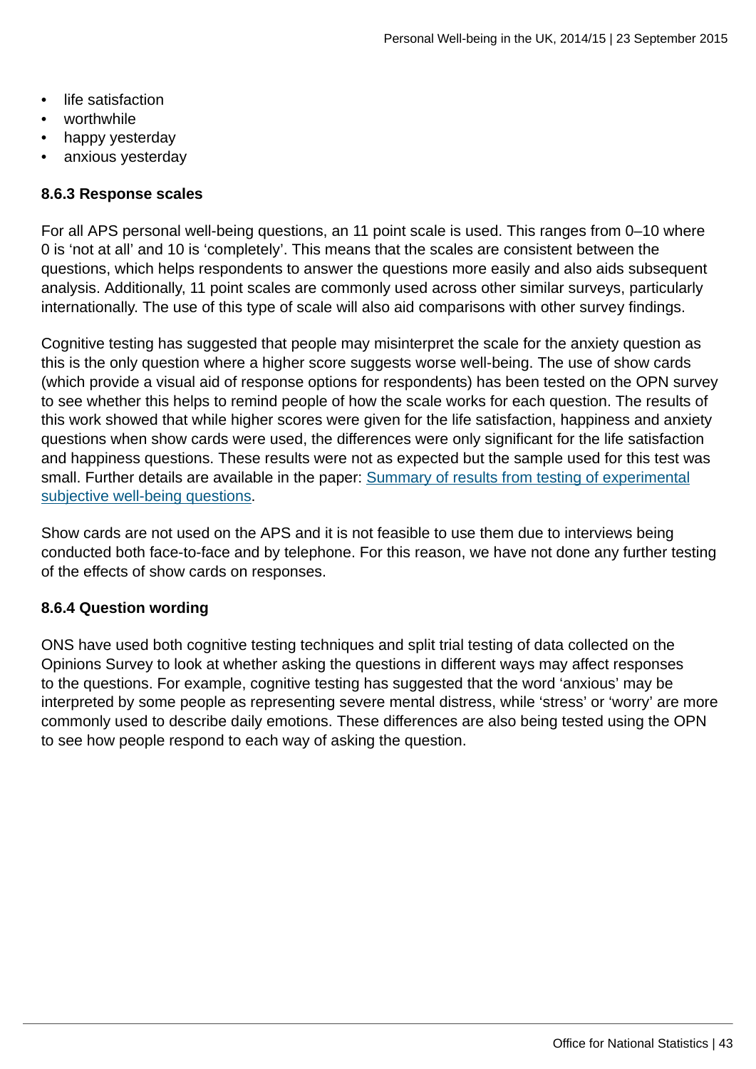- life satisfaction
- worthwhile
- happy yesterday
- anxious yesterday

**8.6.3 Response scales**

For all APS personal well-being questions, an 11 point scale is used. This ranges from 0–10 where 0 is 'not at all' and 10 is 'completely'. This means that the scales are consistent between the questions, which helps respondents to answer the questions more easily and also aids subsequent analysis. Additionally, 11 point scales are commonly used across other similar surveys, particularly internationally. The use of this type of scale will also aid comparisons with other survey findings.

Cognitive testing has suggested that people may misinterpret the scale for the anxiety question as this is the only question where a higher score suggests worse well-being. The use of show cards (which provide a visual aid of response options for respondents) has been tested on the OPN survey to see whether this helps to remind people of how the scale works for each question. The results of this work showed that while higher scores were given for the life satisfaction, happiness and anxiety questions when show cards were used, the differences were only significant for the life satisfaction and happiness questions. These results were not as expected but the sample used for this test was small. Further details are available in the paper: [Summary of results from testing of experimental subjective well-being questions](#).

Show cards are not used on the APS and it is not feasible to use them due to interviews being conducted both face-to-face and by telephone. For this reason, we have not done any further testing of the effects of show cards on responses.

**8.6.4 Question wording**

ONS have used both cognitive testing techniques and split trial testing of data collected on the Opinions Survey to look at whether asking the questions in different ways may affect responses to the questions. For example, cognitive testing has suggested that the word 'anxious' may be interpreted by some people as representing severe mental distress, while 'stress' or 'worry' are more commonly used to describe daily emotions. These differences are also being tested using the OPN to see how people respond to each way of asking the question.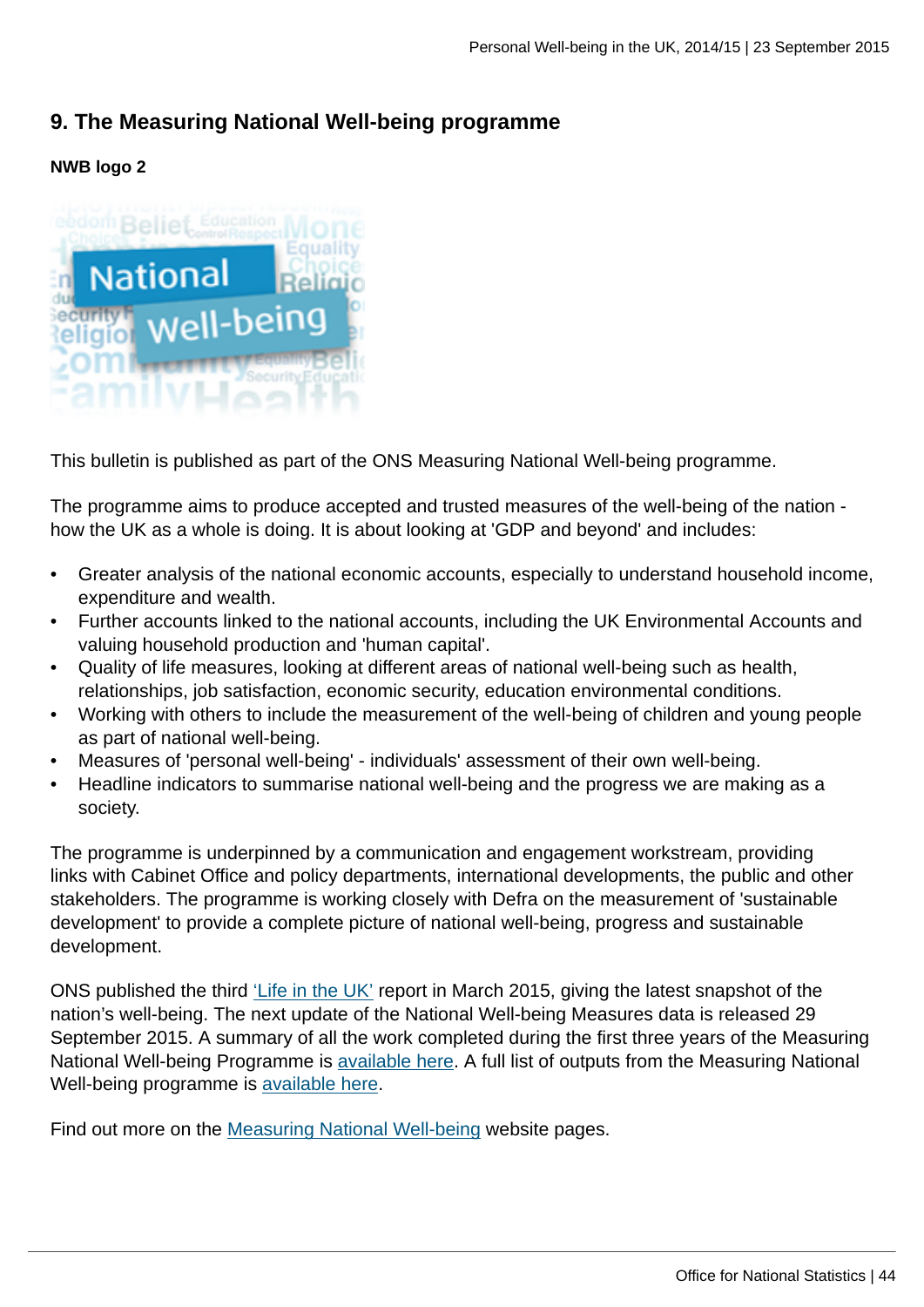## 9. The Measuring National Well-being programme

**NWB logo 2**

This bulletin is published as part of the ONS Measuring National Well-being programme.

The programme aims to produce accepted and trusted measures of the well-being of the nation - how the UK as a whole is doing. It is about looking at 'GDP and beyond' and includes:

- Greater analysis of the national economic accounts, especially to understand household income, expenditure and wealth.
- Further accounts linked to the national accounts, including the UK Environmental Accounts and valuing household production and 'human capital'.
- Quality of life measures, looking at different areas of national well-being such as health, relationships, job satisfaction, economic security, education environmental conditions.
- Working with others to include the measurement of the well-being of children and young people as part of national well-being.
- Measures of 'personal well-being' - individuals' assessment of their own well-being.
- Headline indicators to summarise national well-being and the progress we are making as a society.

The programme is underpinned by a communication and engagement workstream, providing links with Cabinet Office and policy departments, international developments, the public and other stakeholders. The programme is working closely with Defra on the measurement of 'sustainable development' to provide a complete picture of national well-being, progress and sustainable development.

ONS published the third 'Life in the UK' report in March 2015, giving the latest snapshot of the nation's well-being. The next update of the National Well-being Measures data is released 29 September 2015. A summary of all the work completed during the first three years of the Measuring National Well-being Programme is available here. A full list of outputs from the Measuring National Well-being programme is available here.

Find out more on the Measuring National Well-being website pages.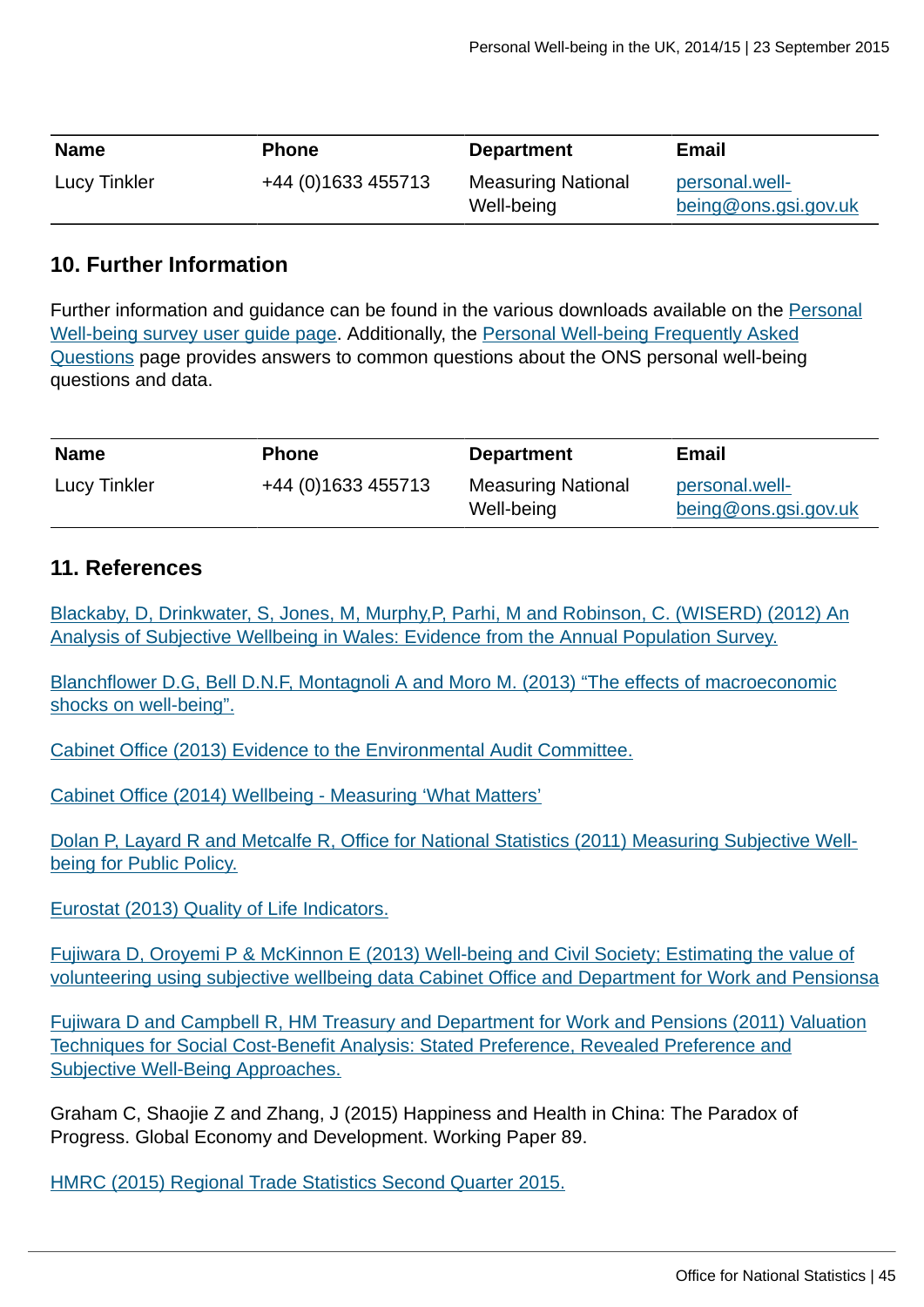| Name | Phone | Department | Email |
|---|---|---|---|
| Lucy Tinkler | +44 (0)1633 455713 | Measuring National Well-being | personal.well-being@ons.gsi.gov.uk |

## 10. Further Information

Further information and guidance can be found in the various downloads available on the Personal Well-being survey user guide page. Additionally, the Personal Well-being Frequently Asked Questions page provides answers to common questions about the ONS personal well-being questions and data.

| Name | Phone | Department | Email |
|---|---|---|---|
| Lucy Tinkler | +44 (0)1633 455713 | Measuring National Well-being | personal.well-being@ons.gsi.gov.uk |

## 11. References

Blackaby, D, Drinkwater, S, Jones, M, Murphy,P, Parhi, M and Robinson, C. (WISERD) (2012) An Analysis of Subjective Wellbeing in Wales: Evidence from the Annual Population Survey.

Blanchflower D.G, Bell D.N.F, Montagnoli A and Moro M. (2013) "The effects of macroeconomic shocks on well-being".

Cabinet Office (2013) Evidence to the Environmental Audit Committee.

Cabinet Office (2014) Wellbeing - Measuring 'What Matters'

Dolan P, Layard R and Metcalfe R, Office for National Statistics (2011) Measuring Subjective Well-being for Public Policy.

Eurostat (2013) Quality of Life Indicators.

Fujiwara D, Oroyemi P & McKinnon E (2013) Well-being and Civil Society; Estimating the value of volunteering using subjective wellbeing data Cabinet Office and Department for Work and Pensionsa

Fujiwara D and Campbell R, HM Treasury and Department for Work and Pensions (2011) Valuation Techniques for Social Cost-Benefit Analysis: Stated Preference, Revealed Preference and Subjective Well-Being Approaches.

Graham C, Shaojie Z and Zhang, J (2015) Happiness and Health in China: The Paradox of Progress. Global Economy and Development. Working Paper 89.

HMRC (2015) Regional Trade Statistics Second Quarter 2015.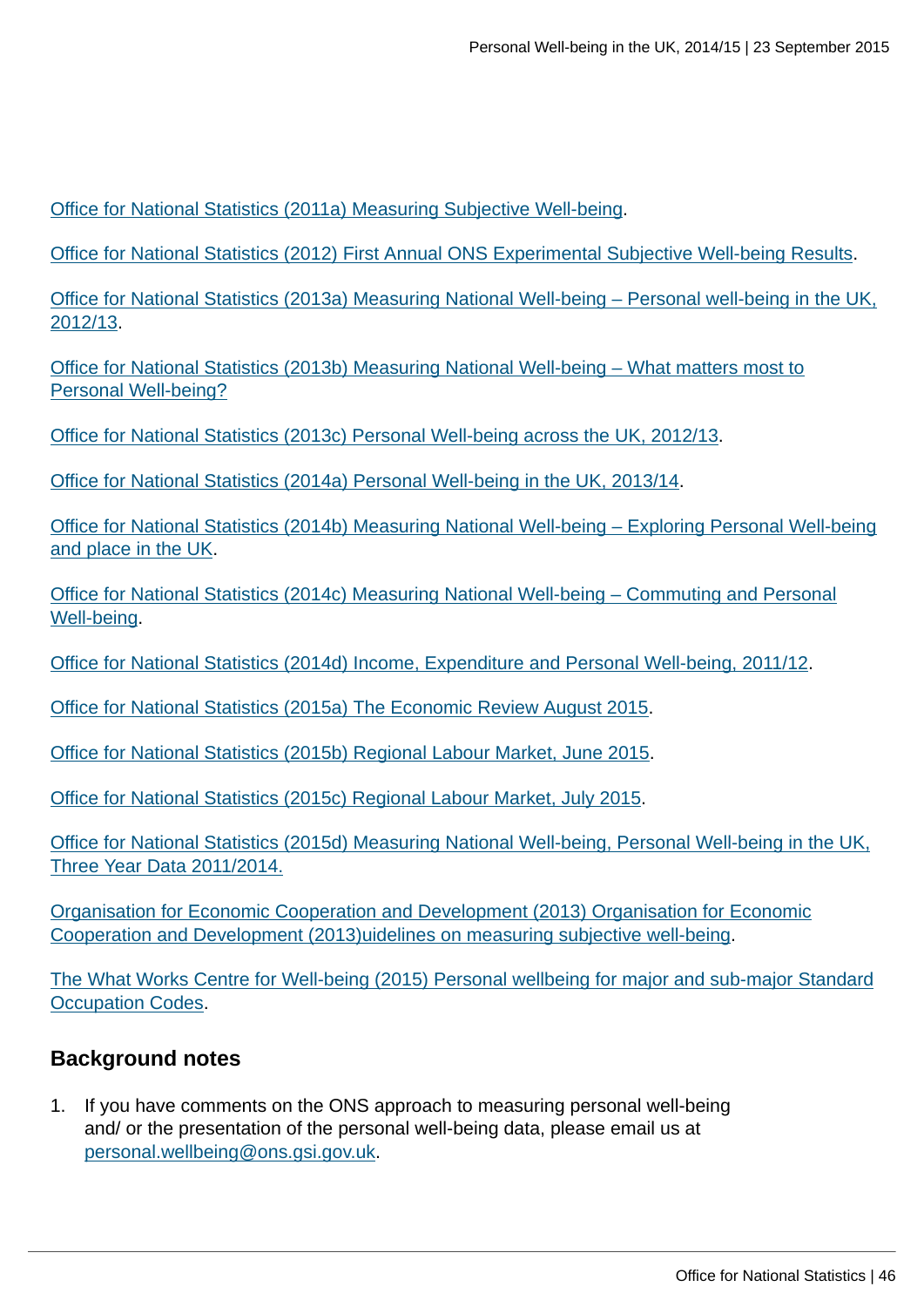Office for National Statistics (2011a) Measuring Subjective Well-being.

Office for National Statistics (2012) First Annual ONS Experimental Subjective Well-being Results.

Office for National Statistics (2013a) Measuring National Well-being – Personal well-being in the UK, 2012/13.

Office for National Statistics (2013b) Measuring National Well-being – What matters most to Personal Well-being?

Office for National Statistics (2013c) Personal Well-being across the UK, 2012/13.

Office for National Statistics (2014a) Personal Well-being in the UK, 2013/14.

Office for National Statistics (2014b) Measuring National Well-being – Exploring Personal Well-being and place in the UK.

Office for National Statistics (2014c) Measuring National Well-being – Commuting and Personal Well-being.

Office for National Statistics (2014d) Income, Expenditure and Personal Well-being, 2011/12.

Office for National Statistics (2015a) The Economic Review August 2015.

Office for National Statistics (2015b) Regional Labour Market, June 2015.

Office for National Statistics (2015c) Regional Labour Market, July 2015.

Office for National Statistics (2015d) Measuring National Well-being, Personal Well-being in the UK, Three Year Data 2011/2014.

Organisation for Economic Cooperation and Development (2013) Organisation for Economic Cooperation and Development (2013)uidelines on measuring subjective well-being.

The What Works Centre for Well-being (2015) Personal wellbeing for major and sub-major Standard Occupation Codes.

## Background notes

1. If you have comments on the ONS approach to measuring personal well-being and/ or the presentation of the personal well-being data, please email us at personal.wellbeing@ons.gsi.gov.uk.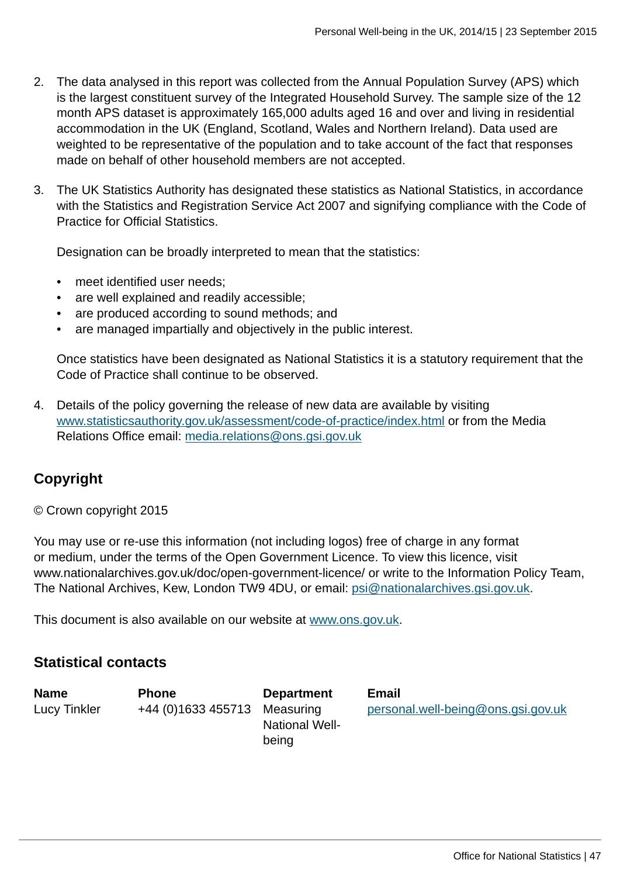2. The data analysed in this report was collected from the Annual Population Survey (APS) which is the largest constituent survey of the Integrated Household Survey. The sample size of the 12 month APS dataset is approximately 165,000 adults aged 16 and over and living in residential accommodation in the UK (England, Scotland, Wales and Northern Ireland). Data used are weighted to be representative of the population and to take account of the fact that responses made on behalf of other household members are not accepted.

3. The UK Statistics Authority has designated these statistics as National Statistics, in accordance with the Statistics and Registration Service Act 2007 and signifying compliance with the Code of Practice for Official Statistics.

   Designation can be broadly interpreted to mean that the statistics:

   - meet identified user needs;
   - are well explained and readily accessible;
   - are produced according to sound methods; and
   - are managed impartially and objectively in the public interest.

   Once statistics have been designated as National Statistics it is a statutory requirement that the Code of Practice shall continue to be observed.

4. Details of the policy governing the release of new data are available by visiting www.statisticsauthority.gov.uk/assessment/code-of-practice/index.html or from the Media Relations Office email: media.relations@ons.gsi.gov.uk

## Copyright

© Crown copyright 2015

You may use or re-use this information (not including logos) free of charge in any format or medium, under the terms of the Open Government Licence. To view this licence, visit www.nationalarchives.gov.uk/doc/open-government-licence/ or write to the Information Policy Team, The National Archives, Kew, London TW9 4DU, or email: psi@nationalarchives.gsi.gov.uk.

This document is also available on our website at www.ons.gov.uk.

## Statistical contacts

| Name | Phone | Department | Email |
|---|---|---|---|
| Lucy Tinkler | +44 (0)1633 455713 | Measuring National Well-being | personal.well-being@ons.gsi.gov.uk |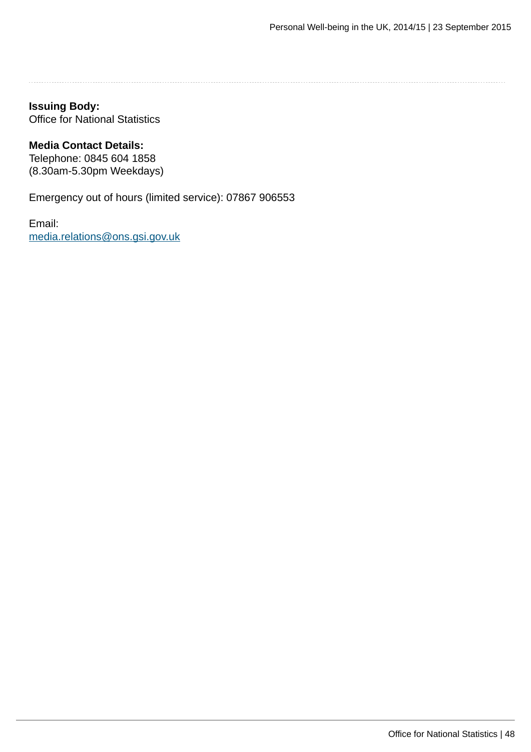**Issuing Body:**
Office for National Statistics

**Media Contact Details:**
Telephone: 0845 604 1858
(8.30am-5.30pm Weekdays)

Emergency out of hours (limited service): 07867 906553

Email:
media.relations@ons.gsi.gov.uk